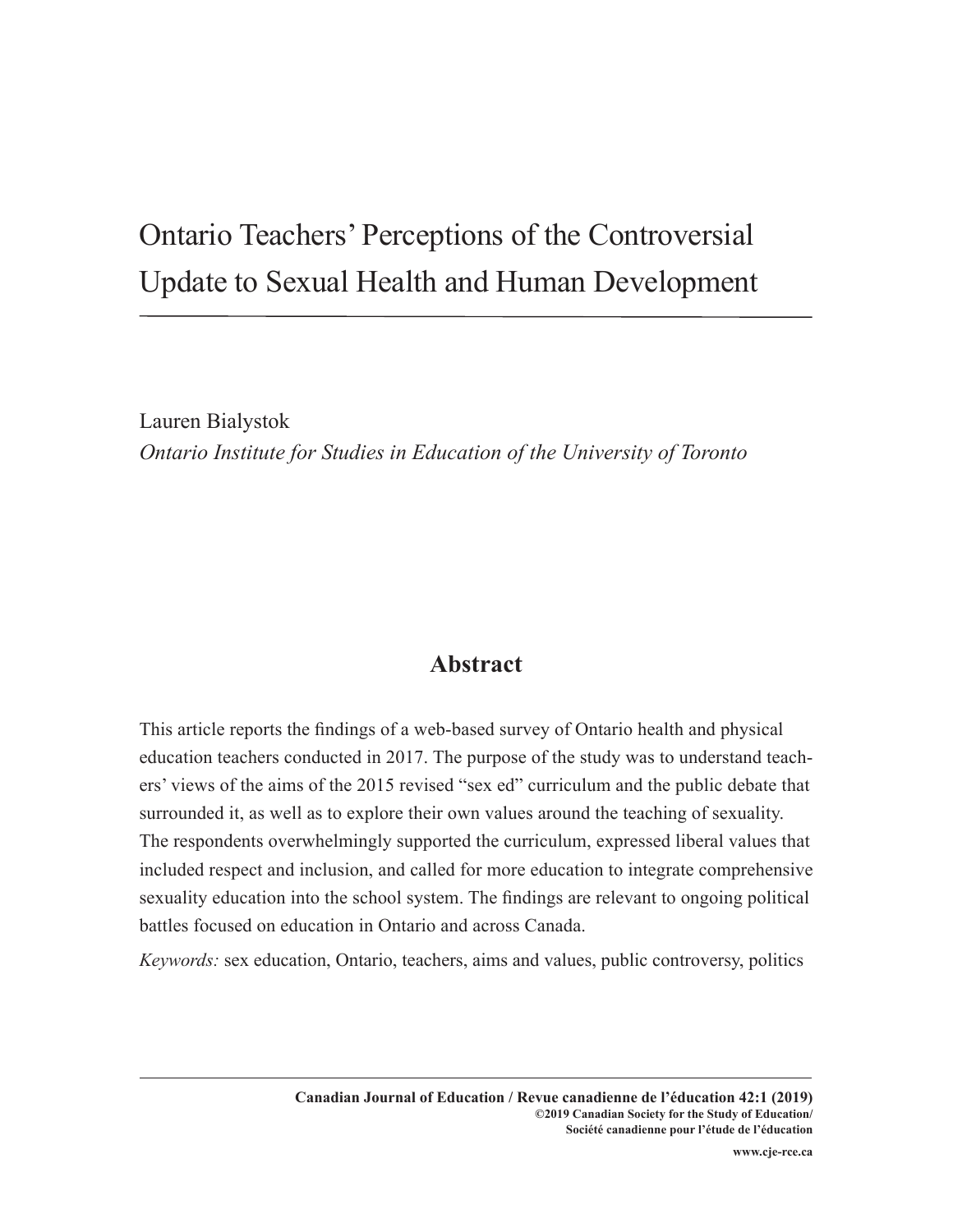# Ontario Teachers' Perceptions of the Controversial Update to Sexual Health and Human Development

Lauren Bialystok

*Ontario Institute for Studies in Education of the University of Toronto*

## Abstract

This article reports the findings of a web-based survey of Ontario health and physical education teachers conducted in 2017. The purpose of the study was to understand teachers' views of the aims of the 2015 revised "sex ed" curriculum and the public debate that surrounded it, as well as to explore their own values around the teaching of sexuality. The respondents overwhelmingly supported the curriculum, expressed liberal values that included respect and inclusion, and called for more education to integrate comprehensive sexuality education into the school system. The findings are relevant to ongoing political battles focused on education in Ontario and across Canada.

*Keywords:* sex education, Ontario, teachers, aims and values, public controversy, politics

**Canadian Journal of Education / Revue canadienne de l'éducation 42:1 (2019)**
**©2019 Canadian Society for the Study of Education/ Société canadienne pour l'étude de l'éducation**
**www.cje-rce.ca**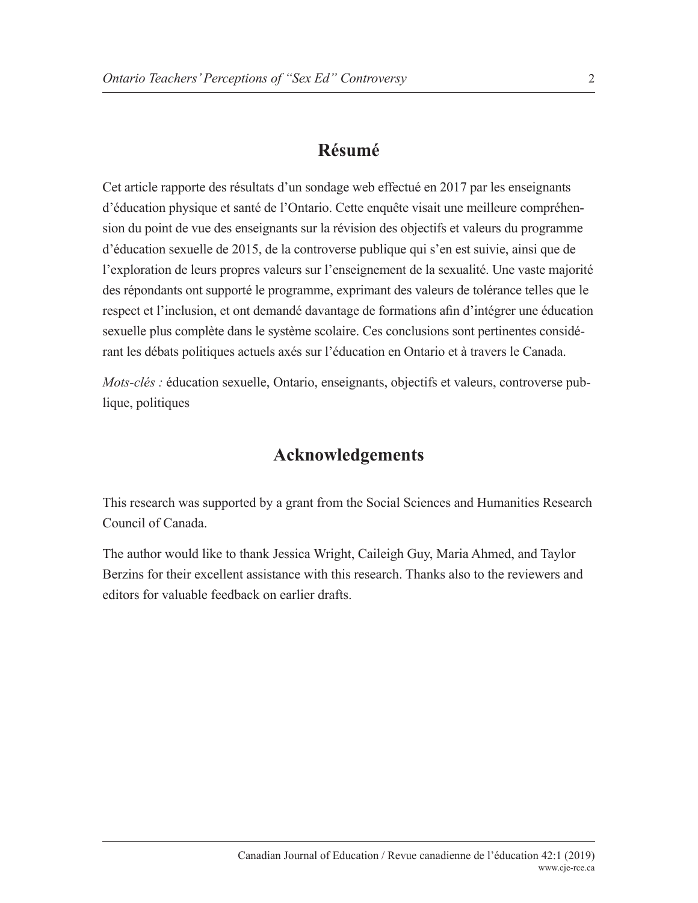## Résumé

Cet article rapporte des résultats d'un sondage web effectué en 2017 par les enseignants d'éducation physique et santé de l'Ontario. Cette enquête visait une meilleure compréhension du point de vue des enseignants sur la révision des objectifs et valeurs du programme d'éducation sexuelle de 2015, de la controverse publique qui s'en est suivie, ainsi que de l'exploration de leurs propres valeurs sur l'enseignement de la sexualité. Une vaste majorité des répondants ont supporté le programme, exprimant des valeurs de tolérance telles que le respect et l'inclusion, et ont demandé davantage de formations afin d'intégrer une éducation sexuelle plus complète dans le système scolaire. Ces conclusions sont pertinentes considérant les débats politiques actuels axés sur l'éducation en Ontario et à travers le Canada.

*Mots-clés :* éducation sexuelle, Ontario, enseignants, objectifs et valeurs, controverse publique, politiques

## Acknowledgements

This research was supported by a grant from the Social Sciences and Humanities Research Council of Canada.

The author would like to thank Jessica Wright, Caileigh Guy, Maria Ahmed, and Taylor Berzins for their excellent assistance with this research. Thanks also to the reviewers and editors for valuable feedback on earlier drafts.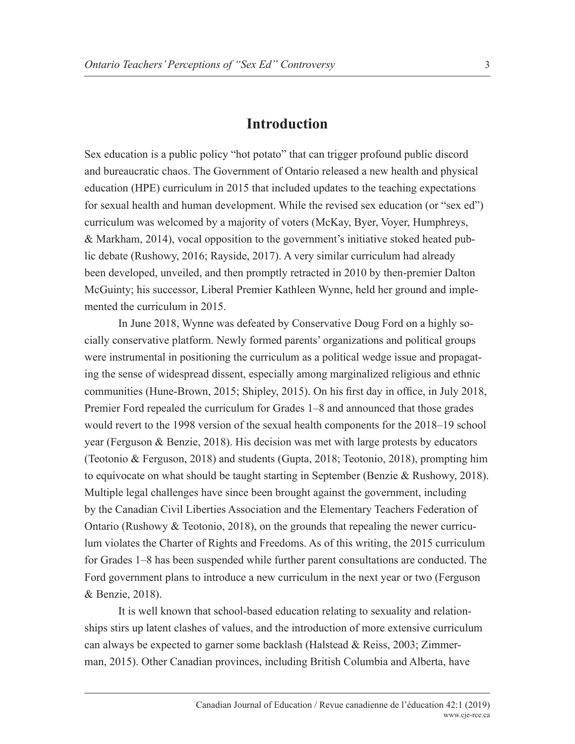# Introduction

Sex education is a public policy "hot potato" that can trigger profound public discord and bureaucratic chaos. The Government of Ontario released a new health and physical education (HPE) curriculum in 2015 that included updates to the teaching expectations for sexual health and human development. While the revised sex education (or "sex ed") curriculum was welcomed by a majority of voters (McKay, Byer, Voyer, Humphreys, & Markham, 2014), vocal opposition to the government's initiative stoked heated public debate (Rushowy, 2016; Rayside, 2017). A very similar curriculum had already been developed, unveiled, and then promptly retracted in 2010 by then-premier Dalton McGuinty; his successor, Liberal Premier Kathleen Wynne, held her ground and implemented the curriculum in 2015.

In June 2018, Wynne was defeated by Conservative Doug Ford on a highly socially conservative platform. Newly formed parents' organizations and political groups were instrumental in positioning the curriculum as a political wedge issue and propagating the sense of widespread dissent, especially among marginalized religious and ethnic communities (Hune-Brown, 2015; Shipley, 2015). On his first day in office, in July 2018, Premier Ford repealed the curriculum for Grades 1–8 and announced that those grades would revert to the 1998 version of the sexual health components for the 2018–19 school year (Ferguson & Benzie, 2018). His decision was met with large protests by educators (Teotonio & Ferguson, 2018) and students (Gupta, 2018; Teotonio, 2018), prompting him to equivocate on what should be taught starting in September (Benzie & Rushowy, 2018). Multiple legal challenges have since been brought against the government, including by the Canadian Civil Liberties Association and the Elementary Teachers Federation of Ontario (Rushowy & Teotonio, 2018), on the grounds that repealing the newer curriculum violates the Charter of Rights and Freedoms. As of this writing, the 2015 curriculum for Grades 1–8 has been suspended while further parent consultations are conducted. The Ford government plans to introduce a new curriculum in the next year or two (Ferguson & Benzie, 2018).

It is well known that school-based education relating to sexuality and relationships stirs up latent clashes of values, and the introduction of more extensive curriculum can always be expected to garner some backlash (Halstead & Reiss, 2003; Zimmerman, 2015). Other Canadian provinces, including British Columbia and Alberta, have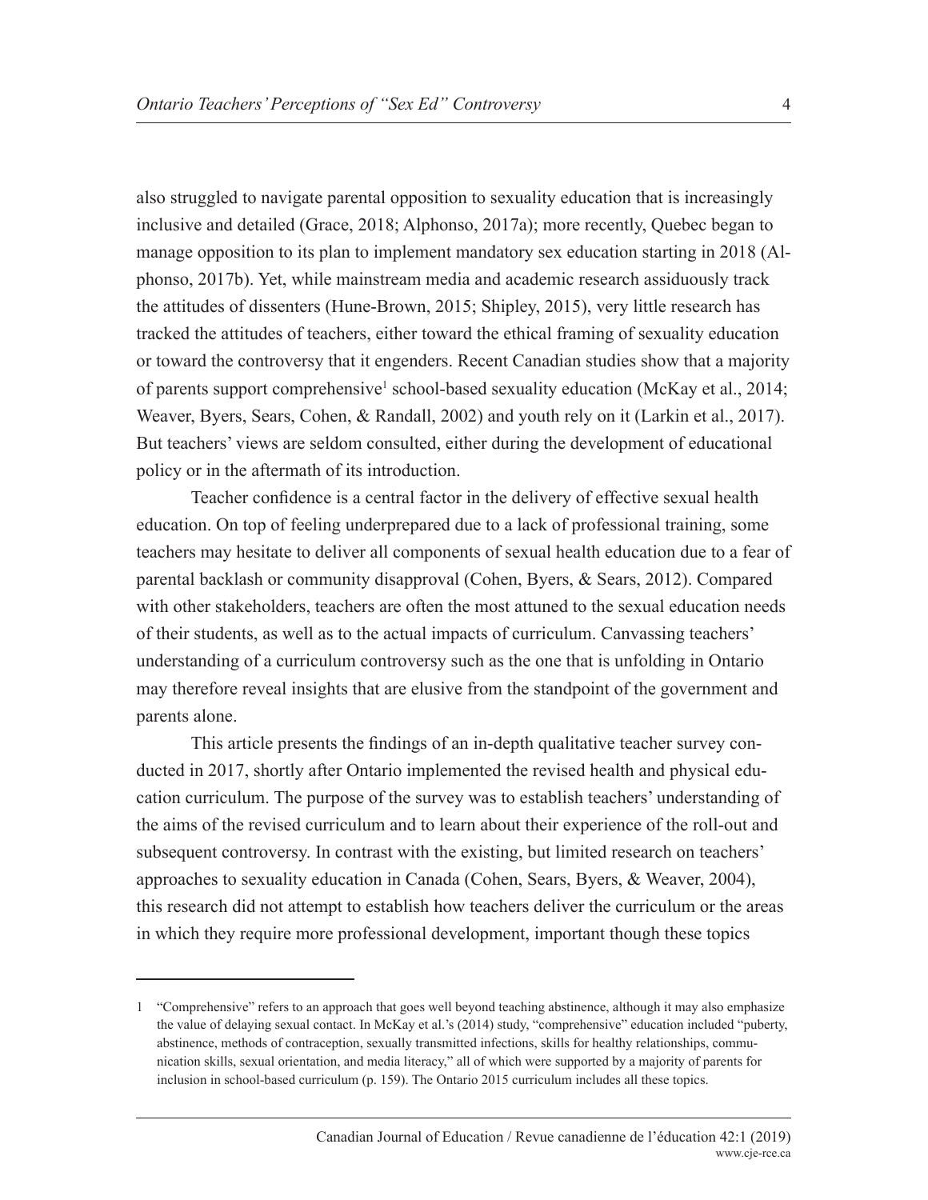also struggled to navigate parental opposition to sexuality education that is increasingly inclusive and detailed (Grace, 2018; Alphonso, 2017a); more recently, Quebec began to manage opposition to its plan to implement mandatory sex education starting in 2018 (Alphonso, 2017b). Yet, while mainstream media and academic research assiduously track the attitudes of dissenters (Hune-Brown, 2015; Shipley, 2015), very little research has tracked the attitudes of teachers, either toward the ethical framing of sexuality education or toward the controversy that it engenders. Recent Canadian studies show that a majority of parents support comprehensive[1] school-based sexuality education (McKay et al., 2014; Weaver, Byers, Sears, Cohen, & Randall, 2002) and youth rely on it (Larkin et al., 2017). But teachers' views are seldom consulted, either during the development of educational policy or in the aftermath of its introduction.

Teacher confidence is a central factor in the delivery of effective sexual health education. On top of feeling underprepared due to a lack of professional training, some teachers may hesitate to deliver all components of sexual health education due to a fear of parental backlash or community disapproval (Cohen, Byers, & Sears, 2012). Compared with other stakeholders, teachers are often the most attuned to the sexual education needs of their students, as well as to the actual impacts of curriculum. Canvassing teachers' understanding of a curriculum controversy such as the one that is unfolding in Ontario may therefore reveal insights that are elusive from the standpoint of the government and parents alone.

This article presents the findings of an in-depth qualitative teacher survey conducted in 2017, shortly after Ontario implemented the revised health and physical education curriculum. The purpose of the survey was to establish teachers' understanding of the aims of the revised curriculum and to learn about their experience of the roll-out and subsequent controversy. In contrast with the existing, but limited research on teachers' approaches to sexuality education in Canada (Cohen, Sears, Byers, & Weaver, 2004), this research did not attempt to establish how teachers deliver the curriculum or the areas in which they require more professional development, important though these topics

---

[1] "Comprehensive" refers to an approach that goes well beyond teaching abstinence, although it may also emphasize the value of delaying sexual contact. In McKay et al.'s (2014) study, "comprehensive" education included "puberty, abstinence, methods of contraception, sexually transmitted infections, skills for healthy relationships, communication skills, sexual orientation, and media literacy," all of which were supported by a majority of parents for inclusion in school-based curriculum (p. 159). The Ontario 2015 curriculum includes all these topics.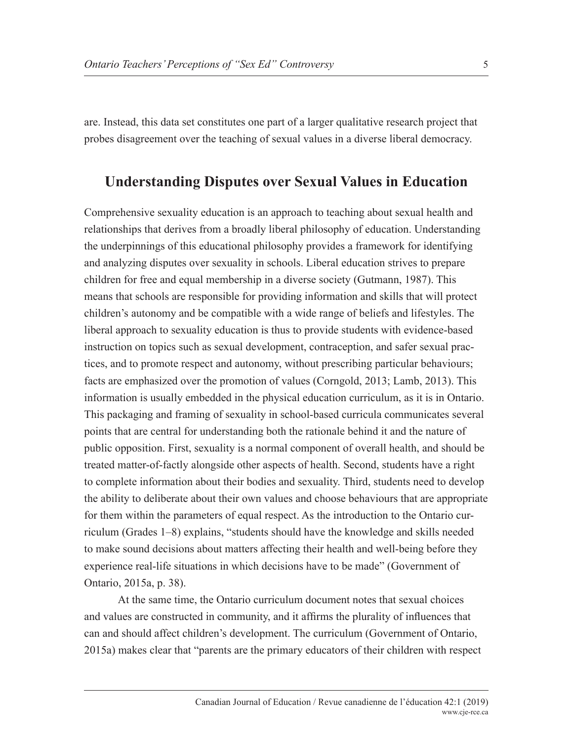are. Instead, this data set constitutes one part of a larger qualitative research project that probes disagreement over the teaching of sexual values in a diverse liberal democracy.

## Understanding Disputes over Sexual Values in Education

Comprehensive sexuality education is an approach to teaching about sexual health and relationships that derives from a broadly liberal philosophy of education. Understanding the underpinnings of this educational philosophy provides a framework for identifying and analyzing disputes over sexuality in schools. Liberal education strives to prepare children for free and equal membership in a diverse society (Gutmann, 1987). This means that schools are responsible for providing information and skills that will protect children's autonomy and be compatible with a wide range of beliefs and lifestyles. The liberal approach to sexuality education is thus to provide students with evidence-based instruction on topics such as sexual development, contraception, and safer sexual practices, and to promote respect and autonomy, without prescribing particular behaviours; facts are emphasized over the promotion of values (Corngold, 2013; Lamb, 2013). This information is usually embedded in the physical education curriculum, as it is in Ontario. This packaging and framing of sexuality in school-based curricula communicates several points that are central for understanding both the rationale behind it and the nature of public opposition. First, sexuality is a normal component of overall health, and should be treated matter-of-factly alongside other aspects of health. Second, students have a right to complete information about their bodies and sexuality. Third, students need to develop the ability to deliberate about their own values and choose behaviours that are appropriate for them within the parameters of equal respect. As the introduction to the Ontario curriculum (Grades 1–8) explains, "students should have the knowledge and skills needed to make sound decisions about matters affecting their health and well-being before they experience real-life situations in which decisions have to be made" (Government of Ontario, 2015a, p. 38).

At the same time, the Ontario curriculum document notes that sexual choices and values are constructed in community, and it affirms the plurality of influences that can and should affect children's development. The curriculum (Government of Ontario, 2015a) makes clear that "parents are the primary educators of their children with respect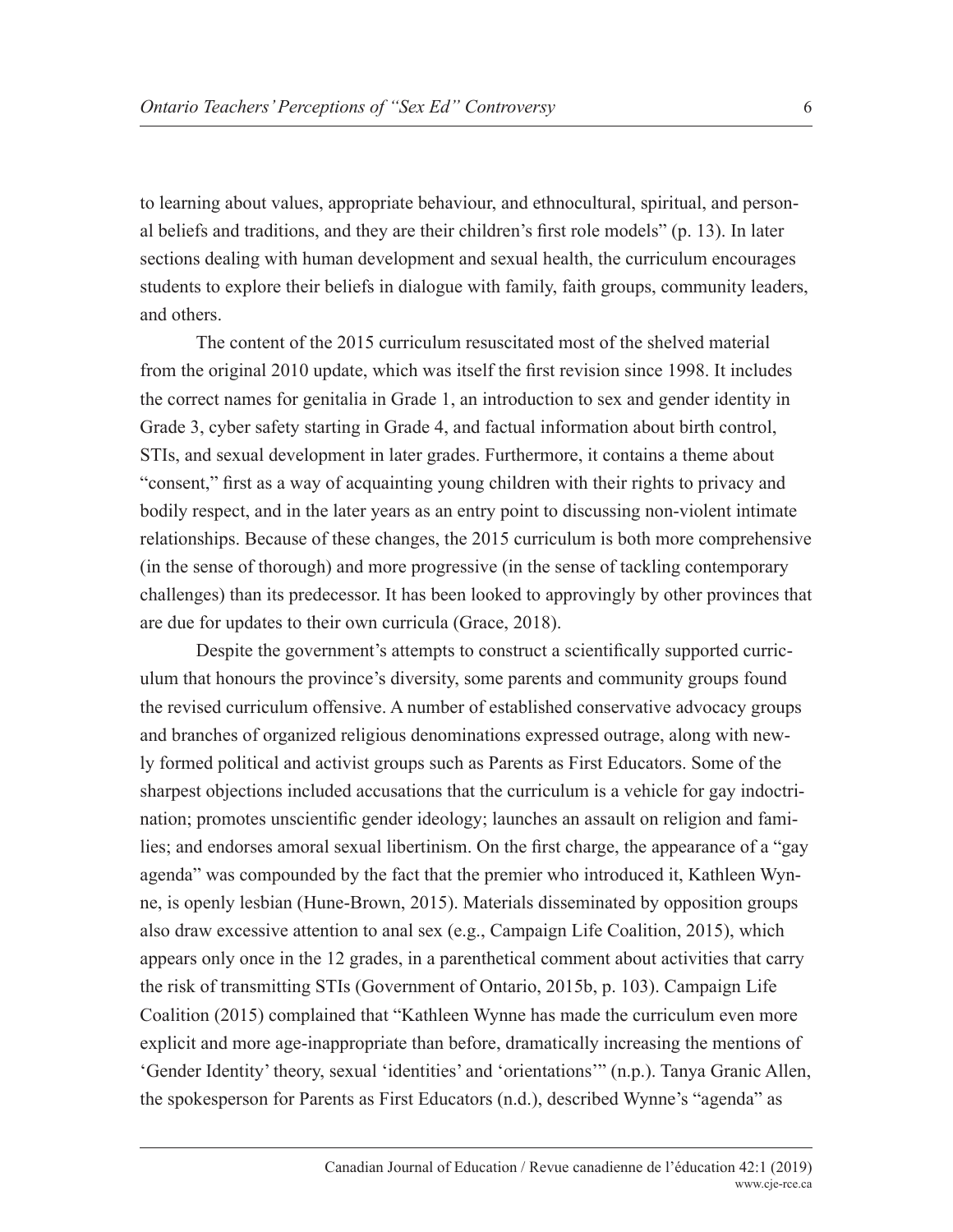to learning about values, appropriate behaviour, and ethnocultural, spiritual, and personal beliefs and traditions, and they are their children's first role models" (p. 13). In later sections dealing with human development and sexual health, the curriculum encourages students to explore their beliefs in dialogue with family, faith groups, community leaders, and others.

The content of the 2015 curriculum resuscitated most of the shelved material from the original 2010 update, which was itself the first revision since 1998. It includes the correct names for genitalia in Grade 1, an introduction to sex and gender identity in Grade 3, cyber safety starting in Grade 4, and factual information about birth control, STIs, and sexual development in later grades. Furthermore, it contains a theme about "consent," first as a way of acquainting young children with their rights to privacy and bodily respect, and in the later years as an entry point to discussing non-violent intimate relationships. Because of these changes, the 2015 curriculum is both more comprehensive (in the sense of thorough) and more progressive (in the sense of tackling contemporary challenges) than its predecessor. It has been looked to approvingly by other provinces that are due for updates to their own curricula (Grace, 2018).

Despite the government's attempts to construct a scientifically supported curriculum that honours the province's diversity, some parents and community groups found the revised curriculum offensive. A number of established conservative advocacy groups and branches of organized religious denominations expressed outrage, along with newly formed political and activist groups such as Parents as First Educators. Some of the sharpest objections included accusations that the curriculum is a vehicle for gay indoctrination; promotes unscientific gender ideology; launches an assault on religion and families; and endorses amoral sexual libertinism. On the first charge, the appearance of a "gay agenda" was compounded by the fact that the premier who introduced it, Kathleen Wynne, is openly lesbian (Hune-Brown, 2015). Materials disseminated by opposition groups also draw excessive attention to anal sex (e.g., Campaign Life Coalition, 2015), which appears only once in the 12 grades, in a parenthetical comment about activities that carry the risk of transmitting STIs (Government of Ontario, 2015b, p. 103). Campaign Life Coalition (2015) complained that "Kathleen Wynne has made the curriculum even more explicit and more age-inappropriate than before, dramatically increasing the mentions of 'Gender Identity' theory, sexual 'identities' and 'orientations'" (n.p.). Tanya Granic Allen, the spokesperson for Parents as First Educators (n.d.), described Wynne's "agenda" as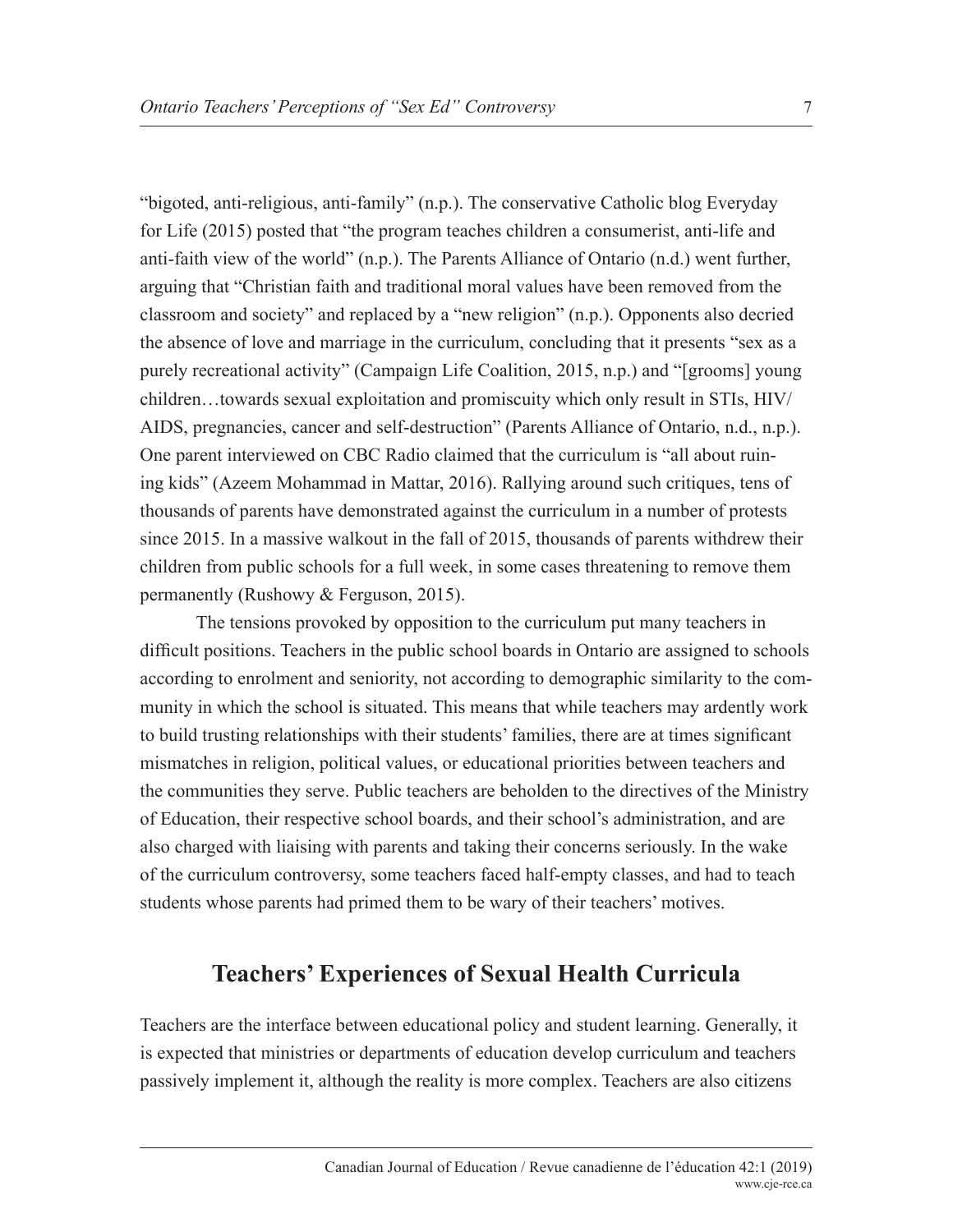"bigoted, anti-religious, anti-family" (n.p.). The conservative Catholic blog Everyday for Life (2015) posted that "the program teaches children a consumerist, anti-life and anti-faith view of the world" (n.p.). The Parents Alliance of Ontario (n.d.) went further, arguing that "Christian faith and traditional moral values have been removed from the classroom and society" and replaced by a "new religion" (n.p.). Opponents also decried the absence of love and marriage in the curriculum, concluding that it presents "sex as a purely recreational activity" (Campaign Life Coalition, 2015, n.p.) and "[grooms] young children…towards sexual exploitation and promiscuity which only result in STIs, HIV/AIDS, pregnancies, cancer and self-destruction" (Parents Alliance of Ontario, n.d., n.p.). One parent interviewed on CBC Radio claimed that the curriculum is "all about ruining kids" (Azeem Mohammad in Mattar, 2016). Rallying around such critiques, tens of thousands of parents have demonstrated against the curriculum in a number of protests since 2015. In a massive walkout in the fall of 2015, thousands of parents withdrew their children from public schools for a full week, in some cases threatening to remove them permanently (Rushowy & Ferguson, 2015).

The tensions provoked by opposition to the curriculum put many teachers in difficult positions. Teachers in the public school boards in Ontario are assigned to schools according to enrolment and seniority, not according to demographic similarity to the community in which the school is situated. This means that while teachers may ardently work to build trusting relationships with their students' families, there are at times significant mismatches in religion, political values, or educational priorities between teachers and the communities they serve. Public teachers are beholden to the directives of the Ministry of Education, their respective school boards, and their school's administration, and are also charged with liaising with parents and taking their concerns seriously. In the wake of the curriculum controversy, some teachers faced half-empty classes, and had to teach students whose parents had primed them to be wary of their teachers' motives.

## Teachers' Experiences of Sexual Health Curricula

Teachers are the interface between educational policy and student learning. Generally, it is expected that ministries or departments of education develop curriculum and teachers passively implement it, although the reality is more complex. Teachers are also citizens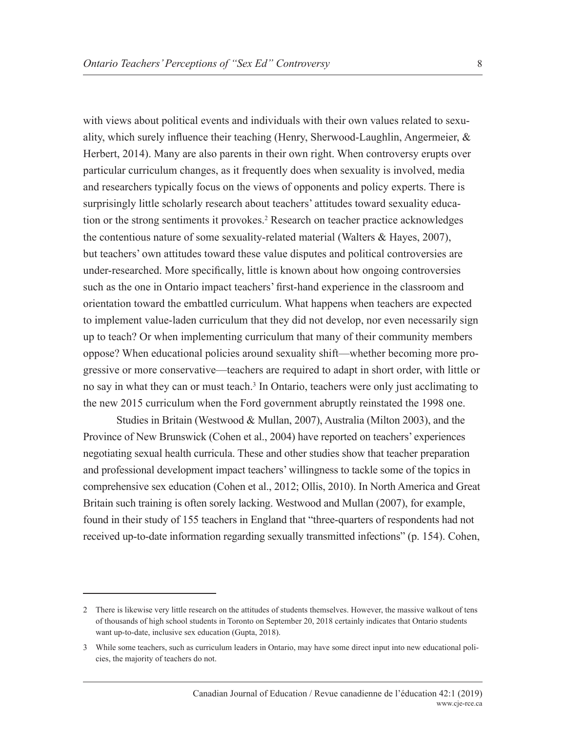with views about political events and individuals with their own values related to sexuality, which surely influence their teaching (Henry, Sherwood-Laughlin, Angermeier, & Herbert, 2014). Many are also parents in their own right. When controversy erupts over particular curriculum changes, as it frequently does when sexuality is involved, media and researchers typically focus on the views of opponents and policy experts. There is surprisingly little scholarly research about teachers' attitudes toward sexuality education or the strong sentiments it provokes.[2] Research on teacher practice acknowledges the contentious nature of some sexuality-related material (Walters & Hayes, 2007), but teachers' own attitudes toward these value disputes and political controversies are under-researched. More specifically, little is known about how ongoing controversies such as the one in Ontario impact teachers' first-hand experience in the classroom and orientation toward the embattled curriculum. What happens when teachers are expected to implement value-laden curriculum that they did not develop, nor even necessarily sign up to teach? Or when implementing curriculum that many of their community members oppose? When educational policies around sexuality shift—whether becoming more progressive or more conservative—teachers are required to adapt in short order, with little or no say in what they can or must teach.[3] In Ontario, teachers were only just acclimating to the new 2015 curriculum when the Ford government abruptly reinstated the 1998 one.

Studies in Britain (Westwood & Mullan, 2007), Australia (Milton 2003), and the Province of New Brunswick (Cohen et al., 2004) have reported on teachers' experiences negotiating sexual health curricula. These and other studies show that teacher preparation and professional development impact teachers' willingness to tackle some of the topics in comprehensive sex education (Cohen et al., 2012; Ollis, 2010). In North America and Great Britain such training is often sorely lacking. Westwood and Mullan (2007), for example, found in their study of 155 teachers in England that "three-quarters of respondents had not received up-to-date information regarding sexually transmitted infections" (p. 154). Cohen,

---

2 There is likewise very little research on the attitudes of students themselves. However, the massive walkout of tens of thousands of high school students in Toronto on September 20, 2018 certainly indicates that Ontario students want up-to-date, inclusive sex education (Gupta, 2018).

3 While some teachers, such as curriculum leaders in Ontario, may have some direct input into new educational policies, the majority of teachers do not.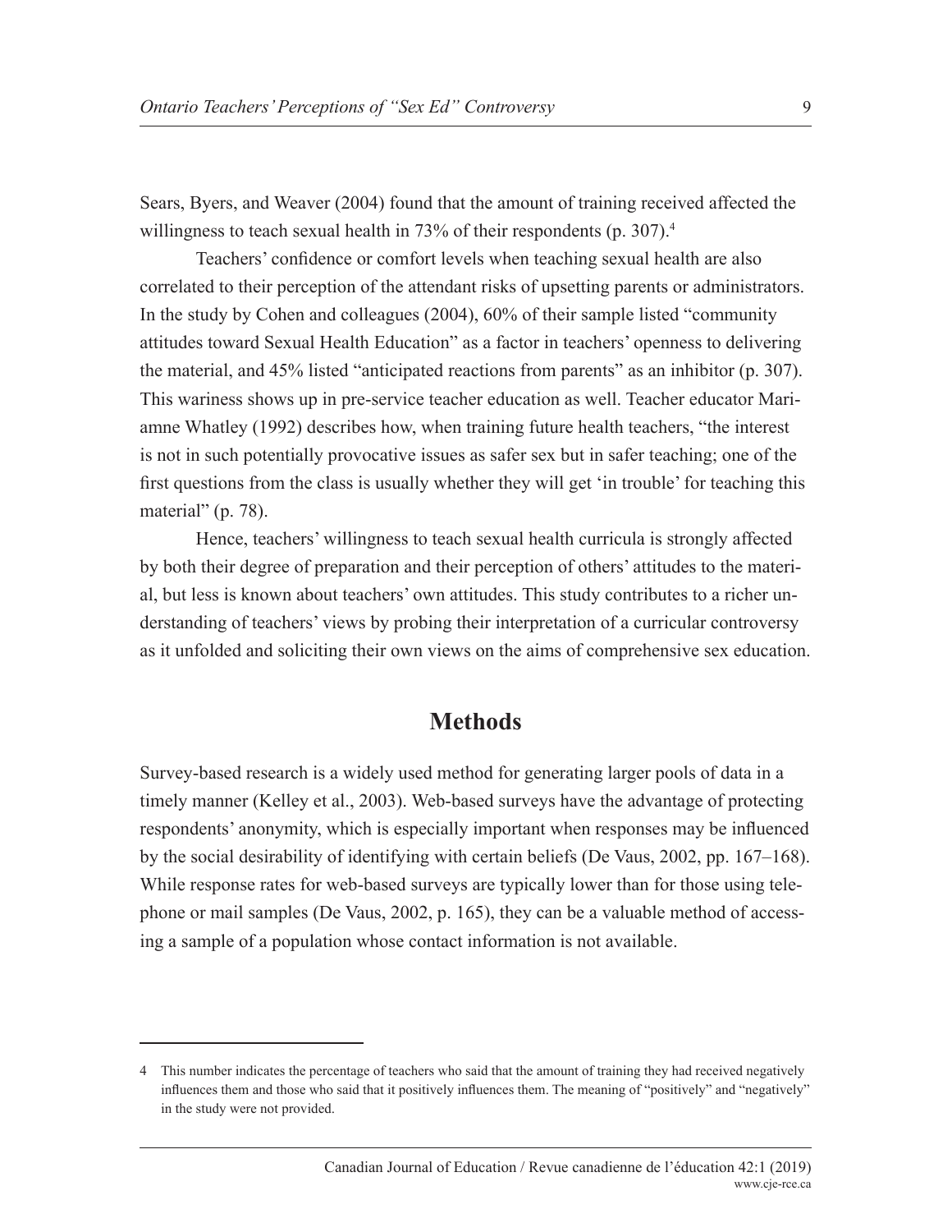Sears, Byers, and Weaver (2004) found that the amount of training received affected the willingness to teach sexual health in 73% of their respondents (p. 307).[4]

Teachers' confidence or comfort levels when teaching sexual health are also correlated to their perception of the attendant risks of upsetting parents or administrators. In the study by Cohen and colleagues (2004), 60% of their sample listed "community attitudes toward Sexual Health Education" as a factor in teachers' openness to delivering the material, and 45% listed "anticipated reactions from parents" as an inhibitor (p. 307). This wariness shows up in pre-service teacher education as well. Teacher educator Mariamne Whatley (1992) describes how, when training future health teachers, "the interest is not in such potentially provocative issues as safer sex but in safer teaching; one of the first questions from the class is usually whether they will get 'in trouble' for teaching this material" (p. 78).

Hence, teachers' willingness to teach sexual health curricula is strongly affected by both their degree of preparation and their perception of others' attitudes to the material, but less is known about teachers' own attitudes. This study contributes to a richer understanding of teachers' views by probing their interpretation of a curricular controversy as it unfolded and soliciting their own views on the aims of comprehensive sex education.

## Methods

Survey-based research is a widely used method for generating larger pools of data in a timely manner (Kelley et al., 2003). Web-based surveys have the advantage of protecting respondents' anonymity, which is especially important when responses may be influenced by the social desirability of identifying with certain beliefs (De Vaus, 2002, pp. 167–168). While response rates for web-based surveys are typically lower than for those using telephone or mail samples (De Vaus, 2002, p. 165), they can be a valuable method of accessing a sample of a population whose contact information is not available.

---

4 This number indicates the percentage of teachers who said that the amount of training they had received negatively influences them and those who said that it positively influences them. The meaning of "positively" and "negatively" in the study were not provided.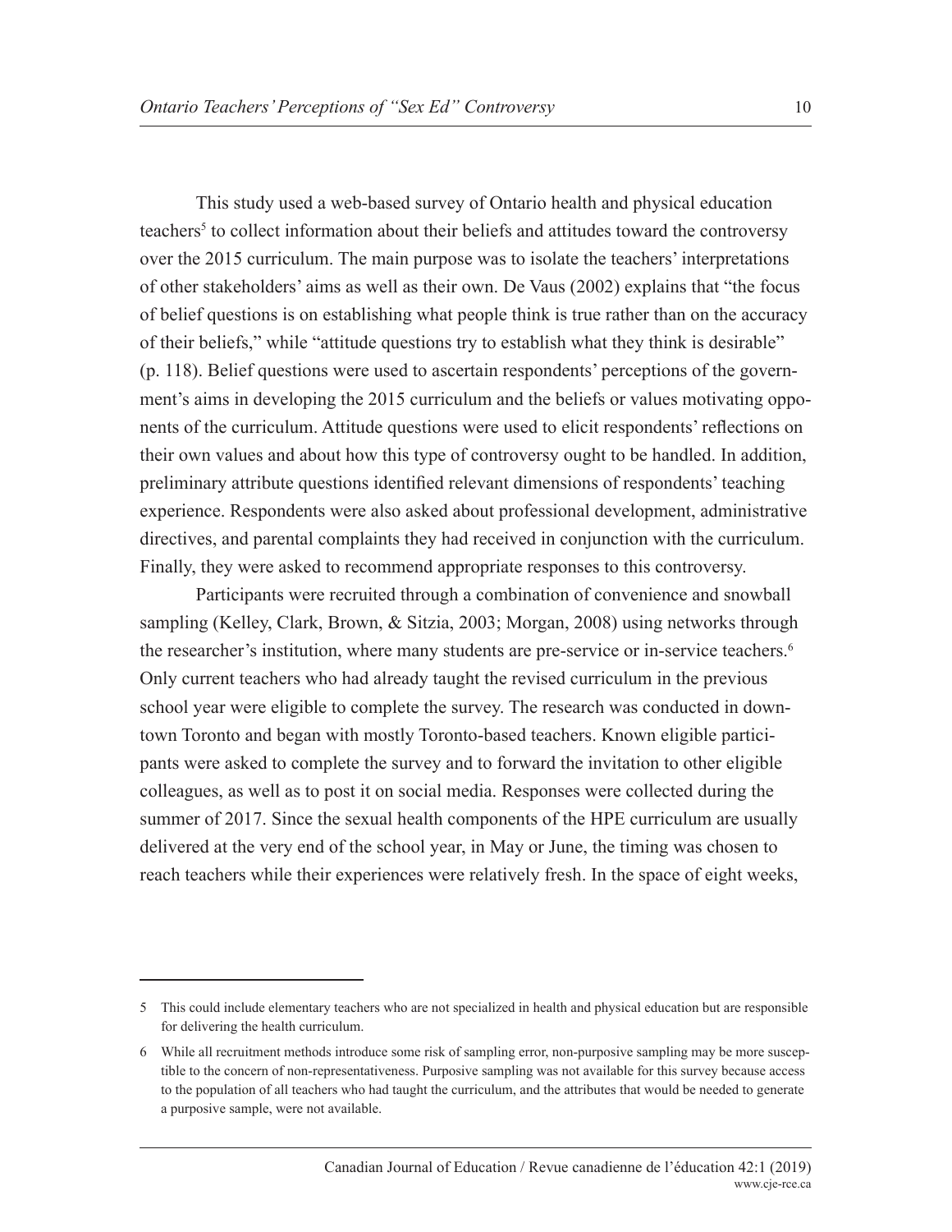This study used a web-based survey of Ontario health and physical education teachers[5] to collect information about their beliefs and attitudes toward the controversy over the 2015 curriculum. The main purpose was to isolate the teachers' interpretations of other stakeholders' aims as well as their own. De Vaus (2002) explains that "the focus of belief questions is on establishing what people think is true rather than on the accuracy of their beliefs," while "attitude questions try to establish what they think is desirable" (p. 118). Belief questions were used to ascertain respondents' perceptions of the government's aims in developing the 2015 curriculum and the beliefs or values motivating opponents of the curriculum. Attitude questions were used to elicit respondents' reflections on their own values and about how this type of controversy ought to be handled. In addition, preliminary attribute questions identified relevant dimensions of respondents' teaching experience. Respondents were also asked about professional development, administrative directives, and parental complaints they had received in conjunction with the curriculum. Finally, they were asked to recommend appropriate responses to this controversy.

Participants were recruited through a combination of convenience and snowball sampling (Kelley, Clark, Brown, & Sitzia, 2003; Morgan, 2008) using networks through the researcher's institution, where many students are pre-service or in-service teachers.[6] Only current teachers who had already taught the revised curriculum in the previous school year were eligible to complete the survey. The research was conducted in downtown Toronto and began with mostly Toronto-based teachers. Known eligible participants were asked to complete the survey and to forward the invitation to other eligible colleagues, as well as to post it on social media. Responses were collected during the summer of 2017. Since the sexual health components of the HPE curriculum are usually delivered at the very end of the school year, in May or June, the timing was chosen to reach teachers while their experiences were relatively fresh. In the space of eight weeks,

---

5 This could include elementary teachers who are not specialized in health and physical education but are responsible for delivering the health curriculum.

6 While all recruitment methods introduce some risk of sampling error, non-purposive sampling may be more susceptible to the concern of non-representativeness. Purposive sampling was not available for this survey because access to the population of all teachers who had taught the curriculum, and the attributes that would be needed to generate a purposive sample, were not available.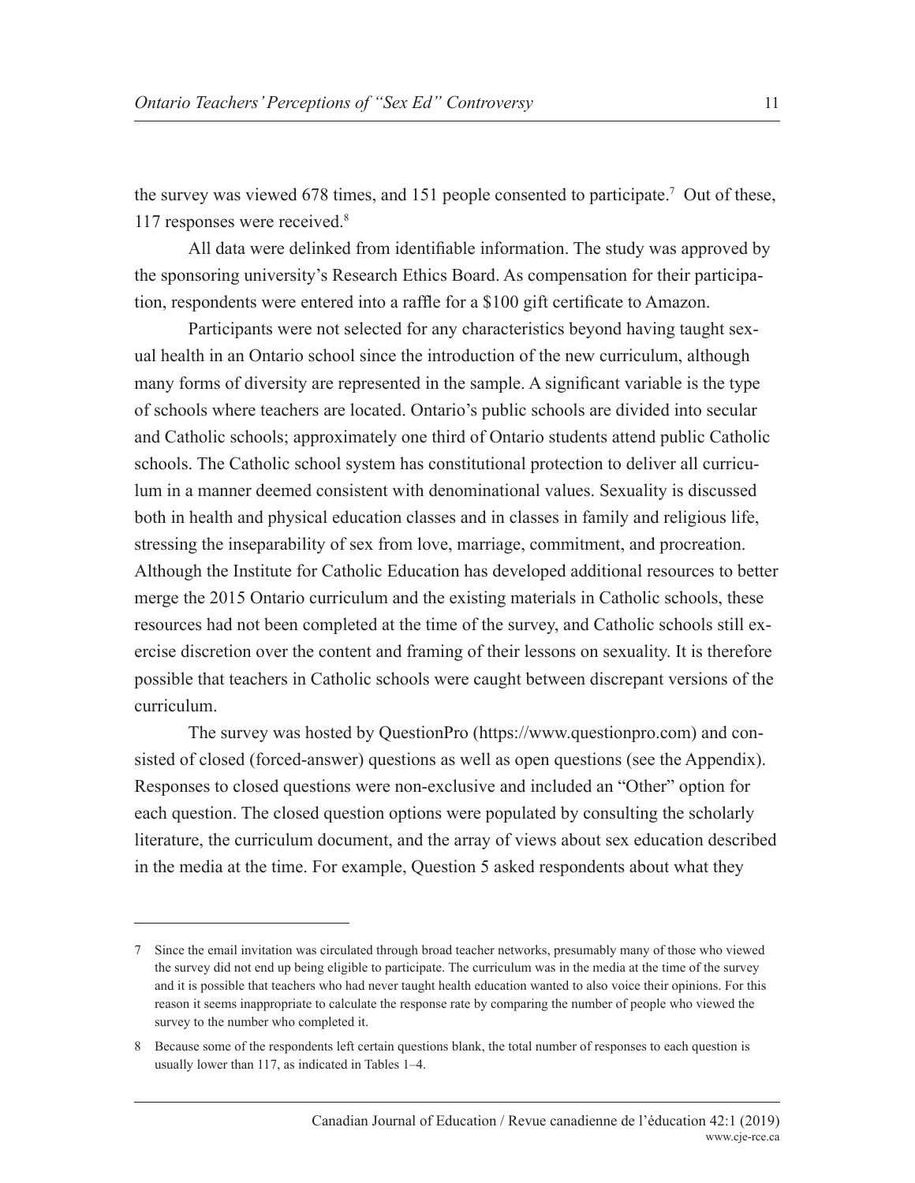the survey was viewed 678 times, and 151 people consented to participate.[7] Out of these, 117 responses were received.[8]

All data were delinked from identifiable information. The study was approved by the sponsoring university's Research Ethics Board. As compensation for their participation, respondents were entered into a raffle for a $100 gift certificate to Amazon.

Participants were not selected for any characteristics beyond having taught sexual health in an Ontario school since the introduction of the new curriculum, although many forms of diversity are represented in the sample. A significant variable is the type of schools where teachers are located. Ontario's public schools are divided into secular and Catholic schools; approximately one third of Ontario students attend public Catholic schools. The Catholic school system has constitutional protection to deliver all curriculum in a manner deemed consistent with denominational values. Sexuality is discussed both in health and physical education classes and in classes in family and religious life, stressing the inseparability of sex from love, marriage, commitment, and procreation. Although the Institute for Catholic Education has developed additional resources to better merge the 2015 Ontario curriculum and the existing materials in Catholic schools, these resources had not been completed at the time of the survey, and Catholic schools still exercise discretion over the content and framing of their lessons on sexuality. It is therefore possible that teachers in Catholic schools were caught between discrepant versions of the curriculum.

The survey was hosted by QuestionPro (https://www.questionpro.com) and consisted of closed (forced-answer) questions as well as open questions (see the Appendix). Responses to closed questions were non-exclusive and included an "Other" option for each question. The closed question options were populated by consulting the scholarly literature, the curriculum document, and the array of views about sex education described in the media at the time. For example, Question 5 asked respondents about what they

---

[7] Since the email invitation was circulated through broad teacher networks, presumably many of those who viewed the survey did not end up being eligible to participate. The curriculum was in the media at the time of the survey and it is possible that teachers who had never taught health education wanted to also voice their opinions. For this reason it seems inappropriate to calculate the response rate by comparing the number of people who viewed the survey to the number who completed it.

[8] Because some of the respondents left certain questions blank, the total number of responses to each question is usually lower than 117, as indicated in Tables 1–4.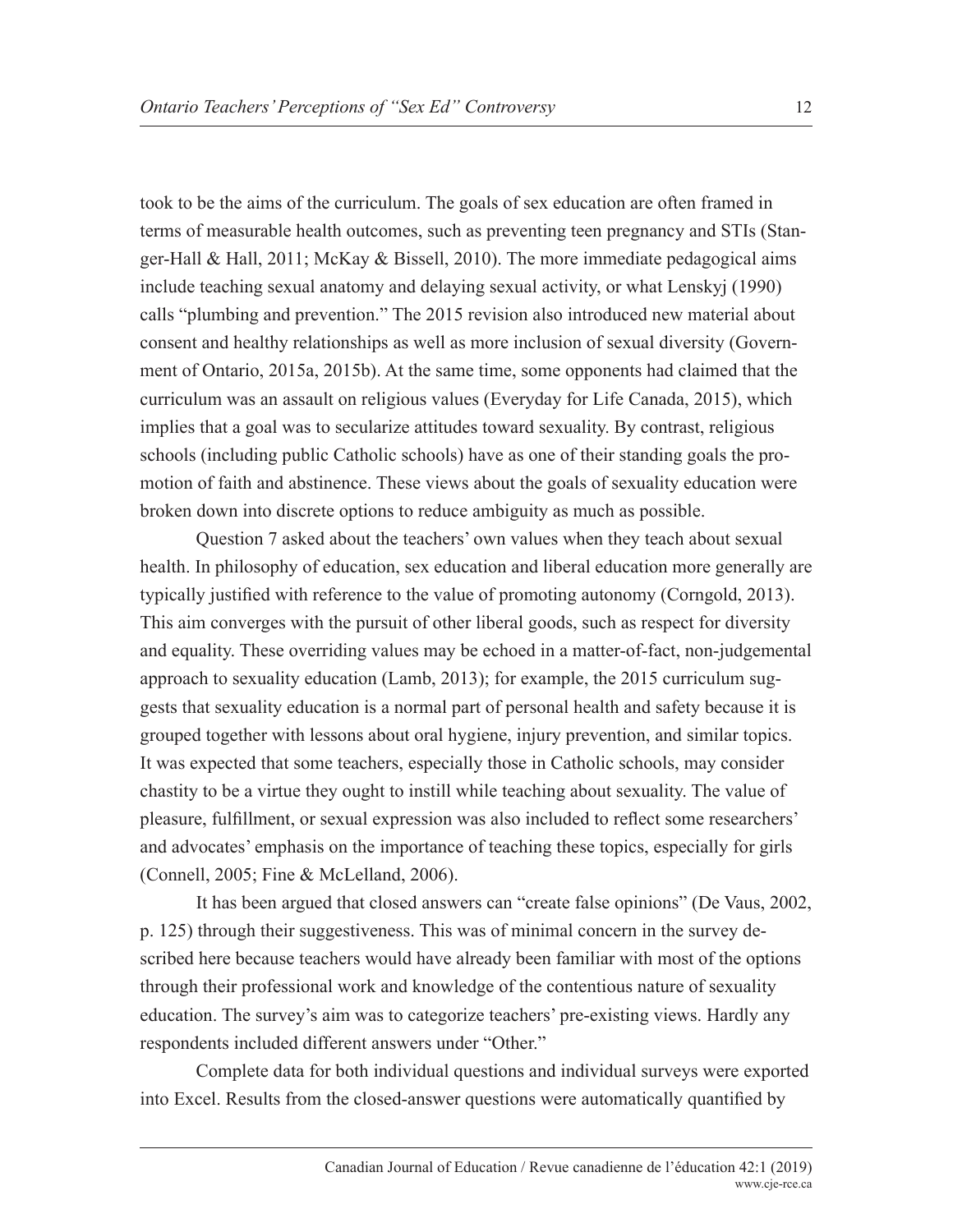took to be the aims of the curriculum. The goals of sex education are often framed in terms of measurable health outcomes, such as preventing teen pregnancy and STIs (Stanger-Hall & Hall, 2011; McKay & Bissell, 2010). The more immediate pedagogical aims include teaching sexual anatomy and delaying sexual activity, or what Lenskyj (1990) calls "plumbing and prevention." The 2015 revision also introduced new material about consent and healthy relationships as well as more inclusion of sexual diversity (Government of Ontario, 2015a, 2015b). At the same time, some opponents had claimed that the curriculum was an assault on religious values (Everyday for Life Canada, 2015), which implies that a goal was to secularize attitudes toward sexuality. By contrast, religious schools (including public Catholic schools) have as one of their standing goals the promotion of faith and abstinence. These views about the goals of sexuality education were broken down into discrete options to reduce ambiguity as much as possible.

Question 7 asked about the teachers' own values when they teach about sexual health. In philosophy of education, sex education and liberal education more generally are typically justified with reference to the value of promoting autonomy (Corngold, 2013). This aim converges with the pursuit of other liberal goods, such as respect for diversity and equality. These overriding values may be echoed in a matter-of-fact, non-judgemental approach to sexuality education (Lamb, 2013); for example, the 2015 curriculum suggests that sexuality education is a normal part of personal health and safety because it is grouped together with lessons about oral hygiene, injury prevention, and similar topics. It was expected that some teachers, especially those in Catholic schools, may consider chastity to be a virtue they ought to instill while teaching about sexuality. The value of pleasure, fulfillment, or sexual expression was also included to reflect some researchers' and advocates' emphasis on the importance of teaching these topics, especially for girls (Connell, 2005; Fine & McLelland, 2006).

It has been argued that closed answers can "create false opinions" (De Vaus, 2002, p. 125) through their suggestiveness. This was of minimal concern in the survey described here because teachers would have already been familiar with most of the options through their professional work and knowledge of the contentious nature of sexuality education. The survey's aim was to categorize teachers' pre-existing views. Hardly any respondents included different answers under "Other."

Complete data for both individual questions and individual surveys were exported into Excel. Results from the closed-answer questions were automatically quantified by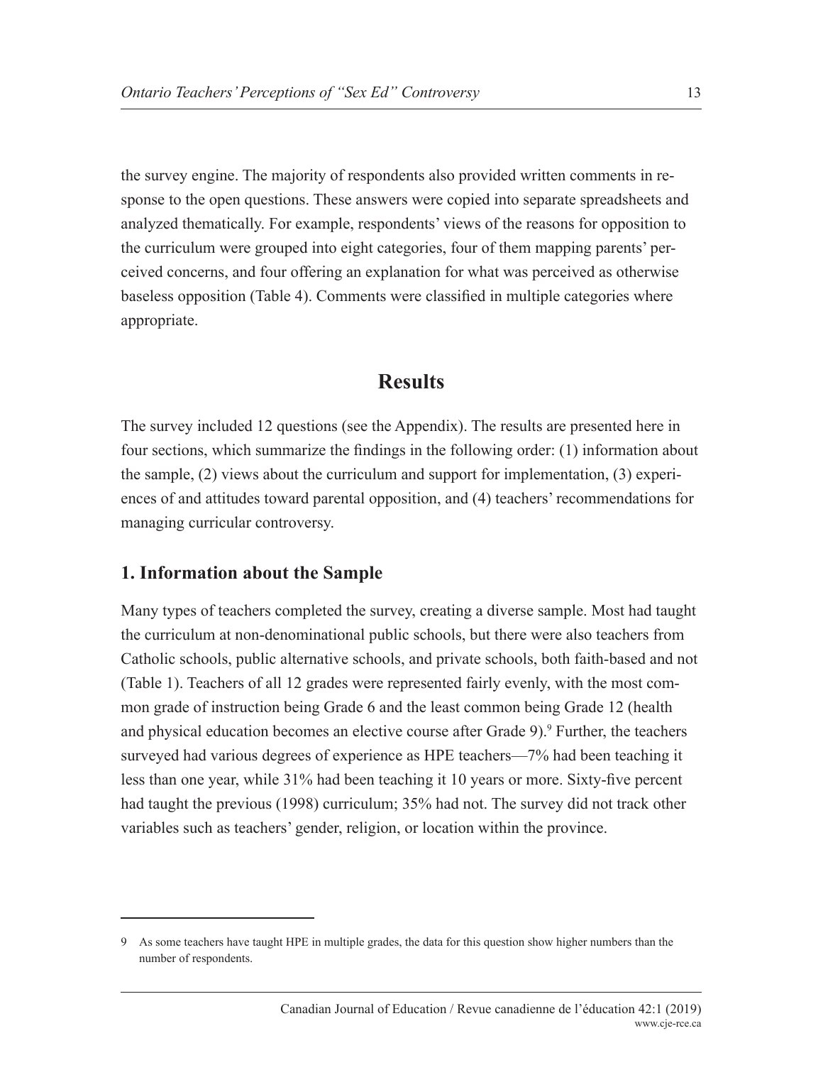the survey engine. The majority of respondents also provided written comments in response to the open questions. These answers were copied into separate spreadsheets and analyzed thematically. For example, respondents' views of the reasons for opposition to the curriculum were grouped into eight categories, four of them mapping parents' perceived concerns, and four offering an explanation for what was perceived as otherwise baseless opposition (Table 4). Comments were classified in multiple categories where appropriate.

## Results

The survey included 12 questions (see the Appendix). The results are presented here in four sections, which summarize the findings in the following order: (1) information about the sample, (2) views about the curriculum and support for implementation, (3) experiences of and attitudes toward parental opposition, and (4) teachers' recommendations for managing curricular controversy.

### 1. Information about the Sample

Many types of teachers completed the survey, creating a diverse sample. Most had taught the curriculum at non-denominational public schools, but there were also teachers from Catholic schools, public alternative schools, and private schools, both faith-based and not (Table 1). Teachers of all 12 grades were represented fairly evenly, with the most common grade of instruction being Grade 6 and the least common being Grade 12 (health and physical education becomes an elective course after Grade 9).[9] Further, the teachers surveyed had various degrees of experience as HPE teachers—7% had been teaching it less than one year, while 31% had been teaching it 10 years or more. Sixty-five percent had taught the previous (1998) curriculum; 35% had not. The survey did not track other variables such as teachers' gender, religion, or location within the province.

---

9 As some teachers have taught HPE in multiple grades, the data for this question show higher numbers than the number of respondents.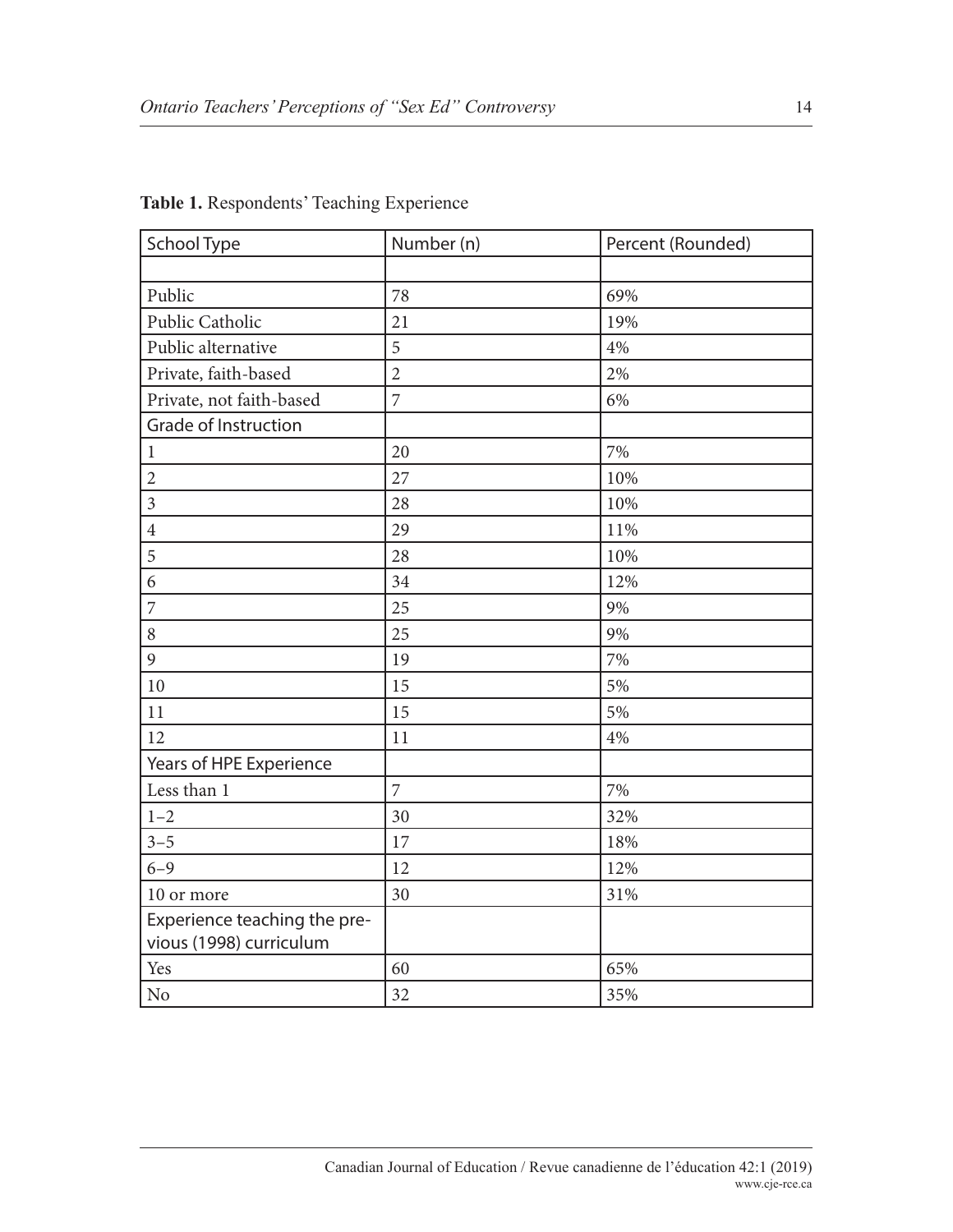**Table 1.** Respondents' Teaching Experience

| School Type | Number (n) | Percent (Rounded) |
|---|---|---|
| | | |
| Public | 78 | 69% |
| Public Catholic | 21 | 19% |
| Public alternative | 5 | 4% |
| Private, faith-based | 2 | 2% |
| Private, not faith-based | 7 | 6% |
| Grade of Instruction | | |
| 1 | 20 | 7% |
| 2 | 27 | 10% |
| 3 | 28 | 10% |
| 4 | 29 | 11% |
| 5 | 28 | 10% |
| 6 | 34 | 12% |
| 7 | 25 | 9% |
| 8 | 25 | 9% |
| 9 | 19 | 7% |
| 10 | 15 | 5% |
| 11 | 15 | 5% |
| 12 | 11 | 4% |
| Years of HPE Experience | | |
| Less than 1 | 7 | 7% |
| 1–2 | 30 | 32% |
| 3–5 | 17 | 18% |
| 6–9 | 12 | 12% |
| 10 or more | 30 | 31% |
| Experience teaching the previous (1998) curriculum | | |
| Yes | 60 | 65% |
| No | 32 | 35% |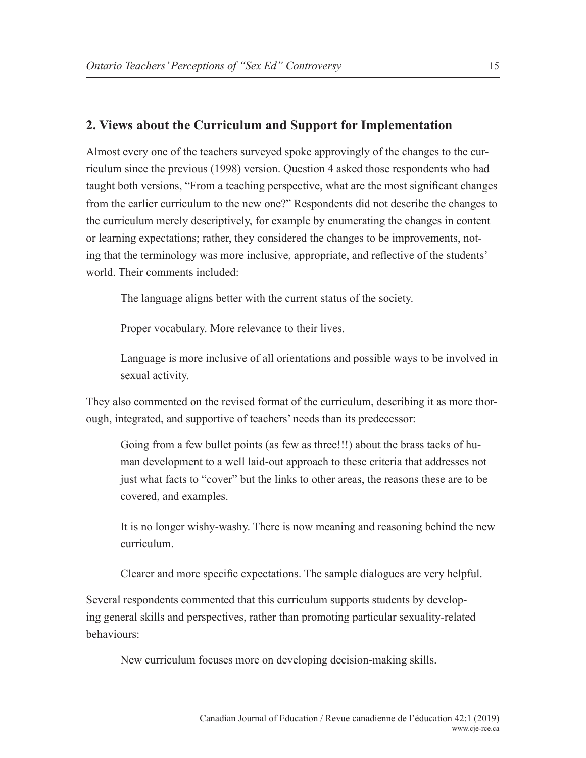## 2. Views about the Curriculum and Support for Implementation

Almost every one of the teachers surveyed spoke approvingly of the changes to the curriculum since the previous (1998) version. Question 4 asked those respondents who had taught both versions, "From a teaching perspective, what are the most significant changes from the earlier curriculum to the new one?" Respondents did not describe the changes to the curriculum merely descriptively, for example by enumerating the changes in content or learning expectations; rather, they considered the changes to be improvements, noting that the terminology was more inclusive, appropriate, and reflective of the students' world. Their comments included:

> The language aligns better with the current status of the society.

> Proper vocabulary. More relevance to their lives.

> Language is more inclusive of all orientations and possible ways to be involved in sexual activity.

They also commented on the revised format of the curriculum, describing it as more thorough, integrated, and supportive of teachers' needs than its predecessor:

> Going from a few bullet points (as few as three!!!) about the brass tacks of human development to a well laid-out approach to these criteria that addresses not just what facts to "cover" but the links to other areas, the reasons these are to be covered, and examples.

> It is no longer wishy-washy. There is now meaning and reasoning behind the new curriculum.

> Clearer and more specific expectations. The sample dialogues are very helpful.

Several respondents commented that this curriculum supports students by developing general skills and perspectives, rather than promoting particular sexuality-related behaviours:

> New curriculum focuses more on developing decision-making skills.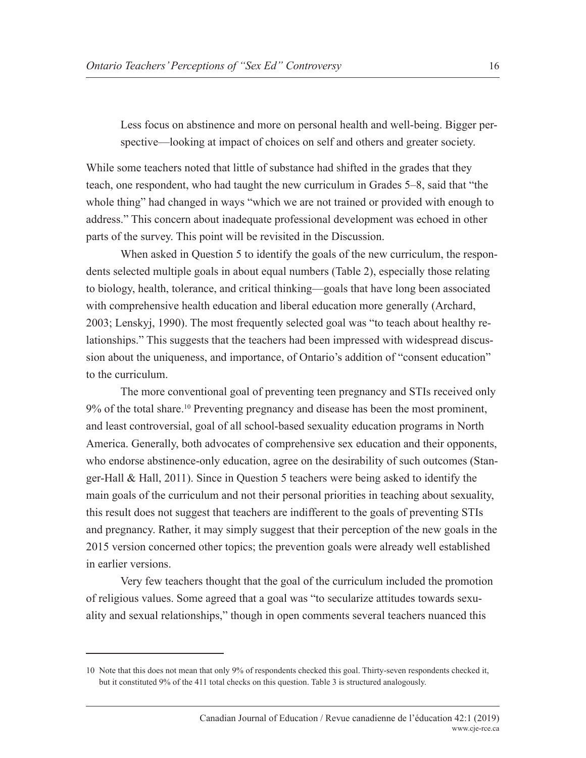> Less focus on abstinence and more on personal health and well-being. Bigger perspective—looking at impact of choices on self and others and greater society.

While some teachers noted that little of substance had shifted in the grades that they teach, one respondent, who had taught the new curriculum in Grades 5–8, said that "the whole thing" had changed in ways "which we are not trained or provided with enough to address." This concern about inadequate professional development was echoed in other parts of the survey. This point will be revisited in the Discussion.

When asked in Question 5 to identify the goals of the new curriculum, the respondents selected multiple goals in about equal numbers (Table 2), especially those relating to biology, health, tolerance, and critical thinking—goals that have long been associated with comprehensive health education and liberal education more generally (Archard, 2003; Lenskyj, 1990). The most frequently selected goal was "to teach about healthy relationships." This suggests that the teachers had been impressed with widespread discussion about the uniqueness, and importance, of Ontario's addition of "consent education" to the curriculum.

The more conventional goal of preventing teen pregnancy and STIs received only 9% of the total share.[10] Preventing pregnancy and disease has been the most prominent, and least controversial, goal of all school-based sexuality education programs in North America. Generally, both advocates of comprehensive sex education and their opponents, who endorse abstinence-only education, agree on the desirability of such outcomes (Stanger-Hall & Hall, 2011). Since in Question 5 teachers were being asked to identify the main goals of the curriculum and not their personal priorities in teaching about sexuality, this result does not suggest that teachers are indifferent to the goals of preventing STIs and pregnancy. Rather, it may simply suggest that their perception of the new goals in the 2015 version concerned other topics; the prevention goals were already well established in earlier versions.

Very few teachers thought that the goal of the curriculum included the promotion of religious values. Some agreed that a goal was "to secularize attitudes towards sexuality and sexual relationships," though in open comments several teachers nuanced this

---

10 Note that this does not mean that only 9% of respondents checked this goal. Thirty-seven respondents checked it, but it constituted 9% of the 411 total checks on this question. Table 3 is structured analogously.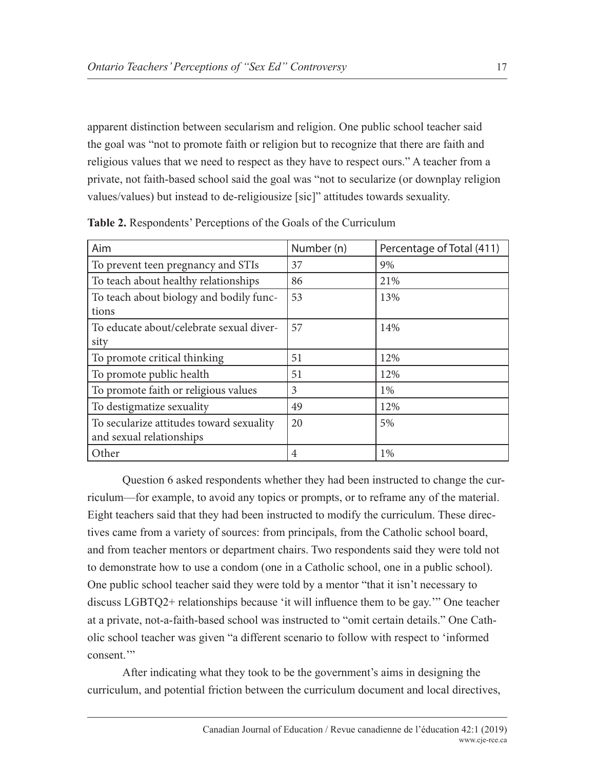apparent distinction between secularism and religion. One public school teacher said the goal was "not to promote faith or religion but to recognize that there are faith and religious values that we need to respect as they have to respect ours." A teacher from a private, not faith-based school said the goal was "not to secularize (or downplay religion values/values) but instead to de-religiousize [sic]" attitudes towards sexuality.

**Table 2.** Respondents' Perceptions of the Goals of the Curriculum

| Aim | Number (n) | Percentage of Total (411) |
|---|---|---|
| To prevent teen pregnancy and STIs | 37 | 9% |
| To teach about healthy relationships | 86 | 21% |
| To teach about biology and bodily functions | 53 | 13% |
| To educate about/celebrate sexual diversity | 57 | 14% |
| To promote critical thinking | 51 | 12% |
| To promote public health | 51 | 12% |
| To promote faith or religious values | 3 | 1% |
| To destigmatize sexuality | 49 | 12% |
| To secularize attitudes toward sexuality and sexual relationships | 20 | 5% |
| Other | 4 | 1% |

Question 6 asked respondents whether they had been instructed to change the curriculum—for example, to avoid any topics or prompts, or to reframe any of the material. Eight teachers said that they had been instructed to modify the curriculum. These directives came from a variety of sources: from principals, from the Catholic school board, and from teacher mentors or department chairs. Two respondents said they were told not to demonstrate how to use a condom (one in a Catholic school, one in a public school). One public school teacher said they were told by a mentor "that it isn't necessary to discuss LGBTQ2+ relationships because 'it will influence them to be gay.'" One teacher at a private, not-a-faith-based school was instructed to "omit certain details." One Catholic school teacher was given "a different scenario to follow with respect to 'informed consent.'"

After indicating what they took to be the government's aims in designing the curriculum, and potential friction between the curriculum document and local directives,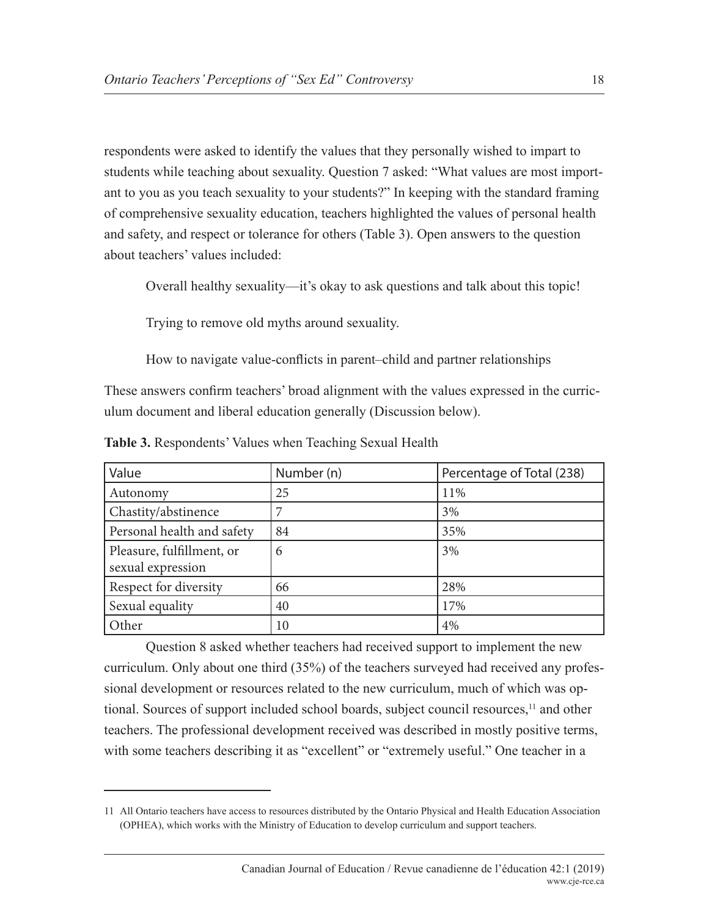respondents were asked to identify the values that they personally wished to impart to students while teaching about sexuality. Question 7 asked: "What values are most important to you as you teach sexuality to your students?" In keeping with the standard framing of comprehensive sexuality education, teachers highlighted the values of personal health and safety, and respect or tolerance for others (Table 3). Open answers to the question about teachers' values included:

> Overall healthy sexuality—it's okay to ask questions and talk about this topic!
>
> Trying to remove old myths around sexuality.
>
> How to navigate value-conflicts in parent–child and partner relationships

These answers confirm teachers' broad alignment with the values expressed in the curriculum document and liberal education generally (Discussion below).

**Table 3.** Respondents' Values when Teaching Sexual Health

| Value | Number (n) | Percentage of Total (238) |
| --- | --- | --- |
| Autonomy | 25 | 11% |
| Chastity/abstinence | 7 | 3% |
| Personal health and safety | 84 | 35% |
| Pleasure, fulfillment, or sexual expression | 6 | 3% |
| Respect for diversity | 66 | 28% |
| Sexual equality | 40 | 17% |
| Other | 10 | 4% |

Question 8 asked whether teachers had received support to implement the new curriculum. Only about one third (35%) of the teachers surveyed had received any professional development or resources related to the new curriculum, much of which was optional. Sources of support included school boards, subject council resources,[11] and other teachers. The professional development received was described in mostly positive terms, with some teachers describing it as "excellent" or "extremely useful." One teacher in a

---

11 All Ontario teachers have access to resources distributed by the Ontario Physical and Health Education Association (OPHEA), which works with the Ministry of Education to develop curriculum and support teachers.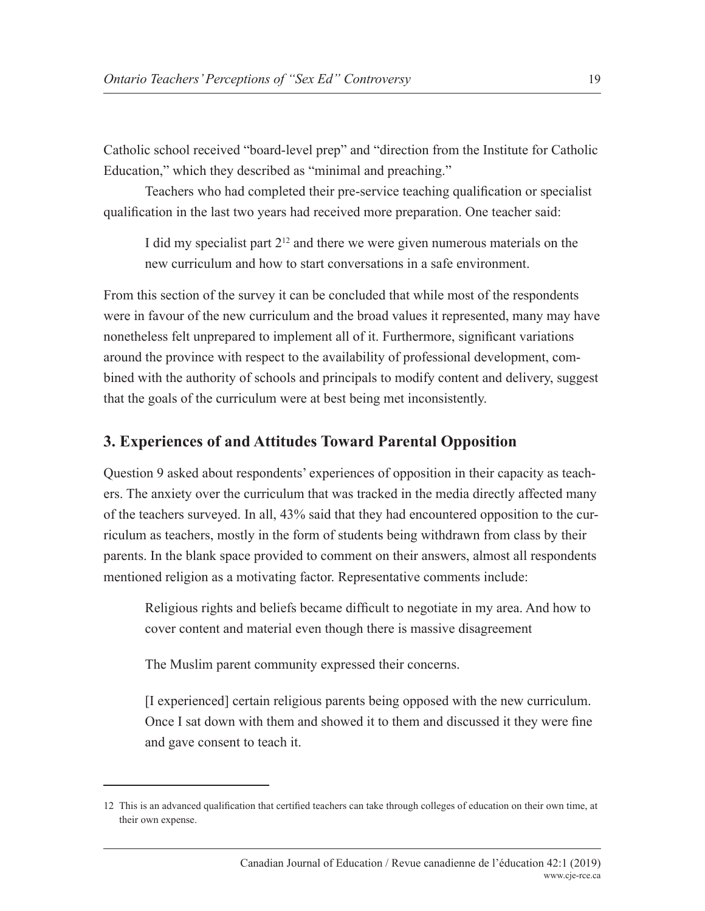Catholic school received "board-level prep" and "direction from the Institute for Catholic Education," which they described as "minimal and preaching."

Teachers who had completed their pre-service teaching qualification or specialist qualification in the last two years had received more preparation. One teacher said:

> I did my specialist part 2[12] and there we were given numerous materials on the new curriculum and how to start conversations in a safe environment.

From this section of the survey it can be concluded that while most of the respondents were in favour of the new curriculum and the broad values it represented, many may have nonetheless felt unprepared to implement all of it. Furthermore, significant variations around the province with respect to the availability of professional development, combined with the authority of schools and principals to modify content and delivery, suggest that the goals of the curriculum were at best being met inconsistently.

## 3. Experiences of and Attitudes Toward Parental Opposition

Question 9 asked about respondents' experiences of opposition in their capacity as teachers. The anxiety over the curriculum that was tracked in the media directly affected many of the teachers surveyed. In all, 43% said that they had encountered opposition to the curriculum as teachers, mostly in the form of students being withdrawn from class by their parents. In the blank space provided to comment on their answers, almost all respondents mentioned religion as a motivating factor. Representative comments include:

> Religious rights and beliefs became difficult to negotiate in my area. And how to cover content and material even though there is massive disagreement

> The Muslim parent community expressed their concerns.

> [I experienced] certain religious parents being opposed with the new curriculum. Once I sat down with them and showed it to them and discussed it they were fine and gave consent to teach it.

---

12 This is an advanced qualification that certified teachers can take through colleges of education on their own time, at their own expense.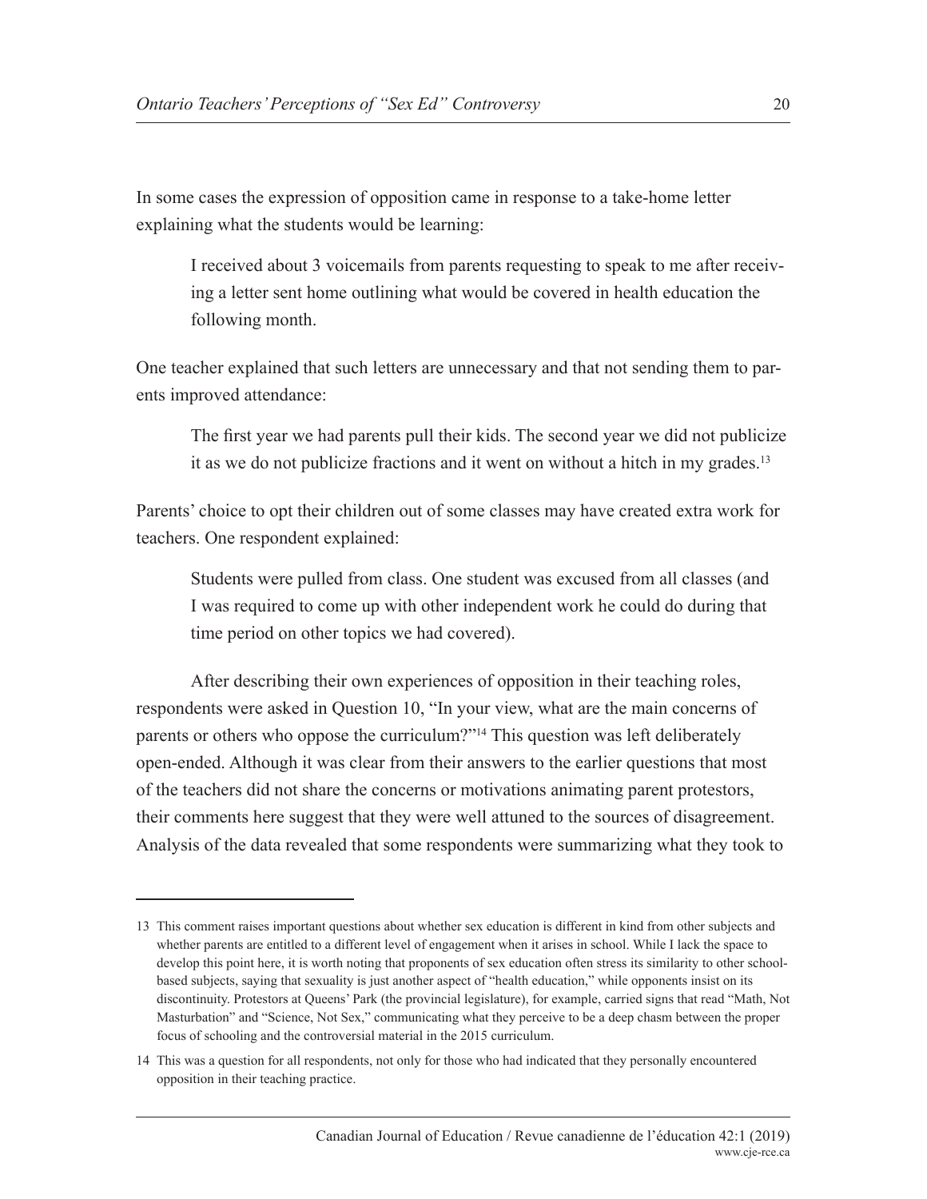In some cases the expression of opposition came in response to a take-home letter explaining what the students would be learning:

> I received about 3 voicemails from parents requesting to speak to me after receiving a letter sent home outlining what would be covered in health education the following month.

One teacher explained that such letters are unnecessary and that not sending them to parents improved attendance:

> The first year we had parents pull their kids. The second year we did not publicize it as we do not publicize fractions and it went on without a hitch in my grades.[13]

Parents' choice to opt their children out of some classes may have created extra work for teachers. One respondent explained:

> Students were pulled from class. One student was excused from all classes (and I was required to come up with other independent work he could do during that time period on other topics we had covered).

After describing their own experiences of opposition in their teaching roles, respondents were asked in Question 10, "In your view, what are the main concerns of parents or others who oppose the curriculum?"[14] This question was left deliberately open-ended. Although it was clear from their answers to the earlier questions that most of the teachers did not share the concerns or motivations animating parent protestors, their comments here suggest that they were well attuned to the sources of disagreement. Analysis of the data revealed that some respondents were summarizing what they took to

---

13 This comment raises important questions about whether sex education is different in kind from other subjects and whether parents are entitled to a different level of engagement when it arises in school. While I lack the space to develop this point here, it is worth noting that proponents of sex education often stress its similarity to other school-based subjects, saying that sexuality is just another aspect of "health education," while opponents insist on its discontinuity. Protestors at Queens' Park (the provincial legislature), for example, carried signs that read "Math, Not Masturbation" and "Science, Not Sex," communicating what they perceive to be a deep chasm between the proper focus of schooling and the controversial material in the 2015 curriculum.

14 This was a question for all respondents, not only for those who had indicated that they personally encountered opposition in their teaching practice.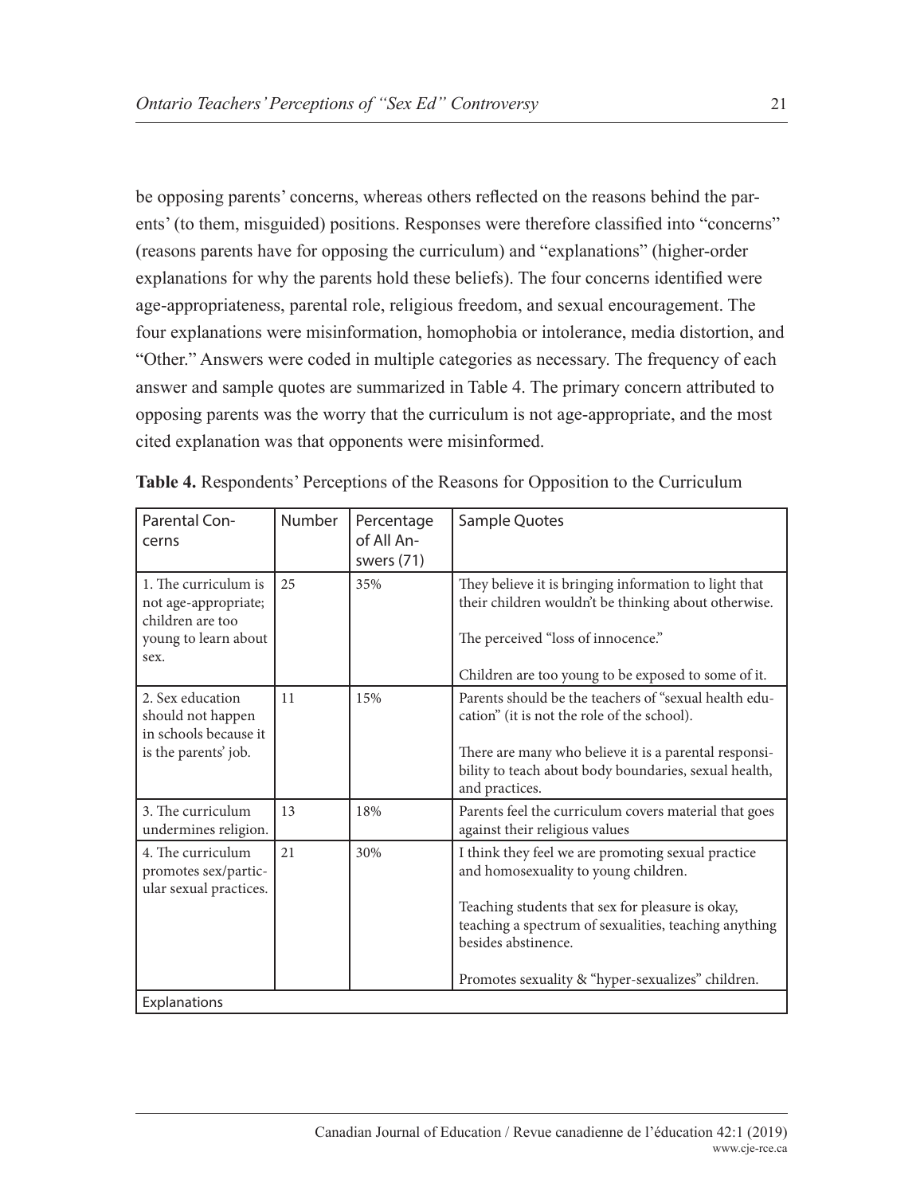be opposing parents' concerns, whereas others reflected on the reasons behind the parents' (to them, misguided) positions. Responses were therefore classified into "concerns" (reasons parents have for opposing the curriculum) and "explanations" (higher-order explanations for why the parents hold these beliefs). The four concerns identified were age-appropriateness, parental role, religious freedom, and sexual encouragement. The four explanations were misinformation, homophobia or intolerance, media distortion, and "Other." Answers were coded in multiple categories as necessary. The frequency of each answer and sample quotes are summarized in Table 4. The primary concern attributed to opposing parents was the worry that the curriculum is not age-appropriate, and the most cited explanation was that opponents were misinformed.

**Table 4.** Respondents' Perceptions of the Reasons for Opposition to the Curriculum

| Parental Concerns | Number | Percentage of All Answers (71) | Sample Quotes |
|---|---|---|---|
| 1. The curriculum is not age-appropriate; children are too young to learn about sex. | 25 | 35% | They believe it is bringing information to light that their children wouldn't be thinking about otherwise.<br><br>The perceived "loss of innocence."<br><br>Children are too young to be exposed to some of it. |
| 2. Sex education should not happen in schools because it is the parents' job. | 11 | 15% | Parents should be the teachers of "sexual health education" (it is not the role of the school).<br><br>There are many who believe it is a parental responsibility to teach about body boundaries, sexual health, and practices. |
| 3. The curriculum undermines religion. | 13 | 18% | Parents feel the curriculum covers material that goes against their religious values |
| 4. The curriculum promotes sex/particular sexual practices. | 21 | 30% | I think they feel we are promoting sexual practice and homosexuality to young children.<br><br>Teaching students that sex for pleasure is okay, teaching a spectrum of sexualities, teaching anything besides abstinence.<br><br>Promotes sexuality & "hyper-sexualizes" children. |
| Explanations | | | |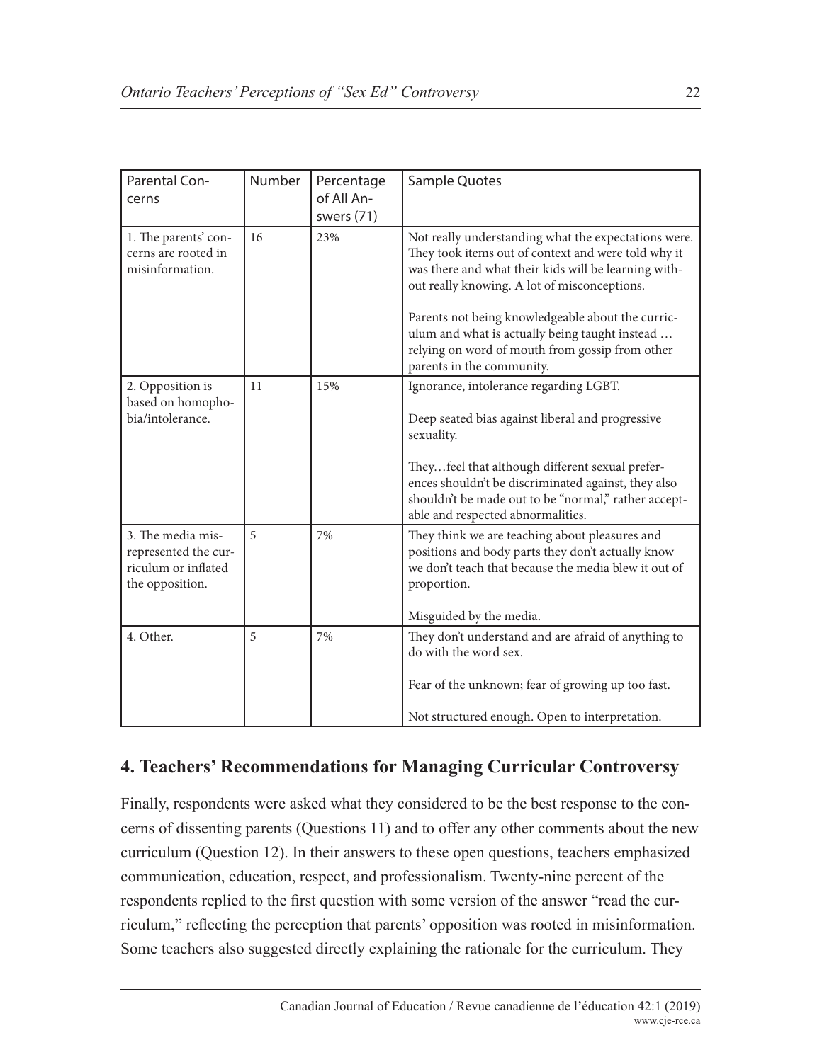| Parental Concerns | Number | Percentage of All Answers (71) | Sample Quotes |
|---|---|---|---|
| 1. The parents' concerns are rooted in misinformation. | 16 | 23% | Not really understanding what the expectations were. They took items out of context and were told why it was there and what their kids will be learning without really knowing. A lot of misconceptions.<br><br>Parents not being knowledgeable about the curriculum and what is actually being taught instead … relying on word of mouth from gossip from other parents in the community. |
| 2. Opposition is based on homophobia/intolerance. | 11 | 15% | Ignorance, intolerance regarding LGBT.<br><br>Deep seated bias against liberal and progressive sexuality.<br><br>They…feel that although different sexual preferences shouldn't be discriminated against, they also shouldn't be made out to be "normal," rather acceptable and respected abnormalities. |
| 3. The media misrepresented the curriculum or inflated the opposition. | 5 | 7% | They think we are teaching about pleasures and positions and body parts they don't actually know we don't teach that because the media blew it out of proportion.<br><br>Misguided by the media. |
| 4. Other. | 5 | 7% | They don't understand and are afraid of anything to do with the word sex.<br><br>Fear of the unknown; fear of growing up too fast.<br><br>Not structured enough. Open to interpretation. |

## 4. Teachers' Recommendations for Managing Curricular Controversy

Finally, respondents were asked what they considered to be the best response to the concerns of dissenting parents (Questions 11) and to offer any other comments about the new curriculum (Question 12). In their answers to these open questions, teachers emphasized communication, education, respect, and professionalism. Twenty-nine percent of the respondents replied to the first question with some version of the answer "read the curriculum," reflecting the perception that parents' opposition was rooted in misinformation. Some teachers also suggested directly explaining the rationale for the curriculum. They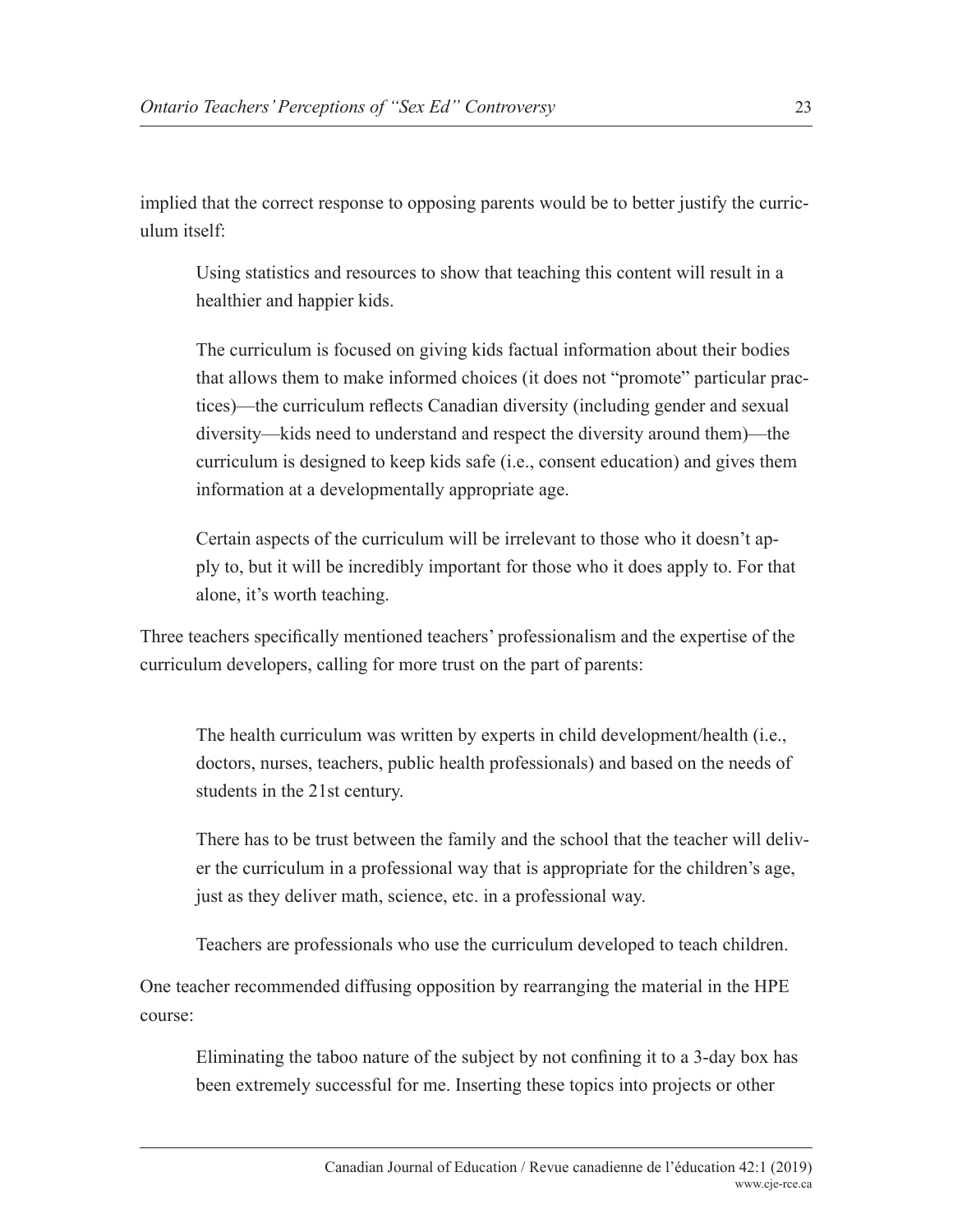implied that the correct response to opposing parents would be to better justify the curriculum itself:

> Using statistics and resources to show that teaching this content will result in a healthier and happier kids.
>
> The curriculum is focused on giving kids factual information about their bodies that allows them to make informed choices (it does not "promote" particular practices)—the curriculum reflects Canadian diversity (including gender and sexual diversity—kids need to understand and respect the diversity around them)—the curriculum is designed to keep kids safe (i.e., consent education) and gives them information at a developmentally appropriate age.
>
> Certain aspects of the curriculum will be irrelevant to those who it doesn't apply to, but it will be incredibly important for those who it does apply to. For that alone, it's worth teaching.

Three teachers specifically mentioned teachers' professionalism and the expertise of the curriculum developers, calling for more trust on the part of parents:

> The health curriculum was written by experts in child development/health (i.e., doctors, nurses, teachers, public health professionals) and based on the needs of students in the 21st century.
>
> There has to be trust between the family and the school that the teacher will deliver the curriculum in a professional way that is appropriate for the children's age, just as they deliver math, science, etc. in a professional way.
>
> Teachers are professionals who use the curriculum developed to teach children.

One teacher recommended diffusing opposition by rearranging the material in the HPE course:

> Eliminating the taboo nature of the subject by not confining it to a 3-day box has been extremely successful for me. Inserting these topics into projects or other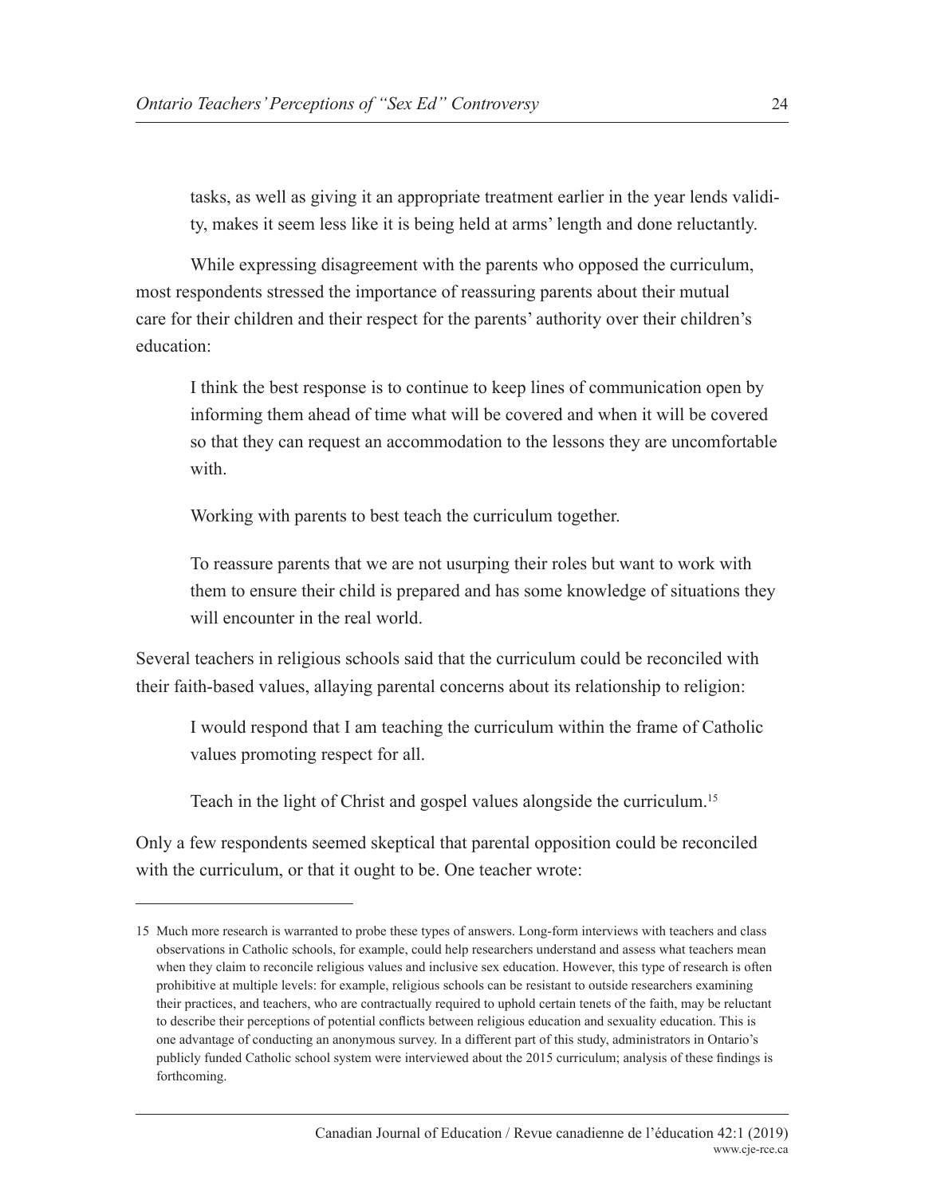> tasks, as well as giving it an appropriate treatment earlier in the year lends validity, makes it seem less like it is being held at arms' length and done reluctantly.

While expressing disagreement with the parents who opposed the curriculum, most respondents stressed the importance of reassuring parents about their mutual care for their children and their respect for the parents' authority over their children's education:

> I think the best response is to continue to keep lines of communication open by informing them ahead of time what will be covered and when it will be covered so that they can request an accommodation to the lessons they are uncomfortable with.
>
> Working with parents to best teach the curriculum together.
>
> To reassure parents that we are not usurping their roles but want to work with them to ensure their child is prepared and has some knowledge of situations they will encounter in the real world.

Several teachers in religious schools said that the curriculum could be reconciled with their faith-based values, allaying parental concerns about its relationship to religion:

> I would respond that I am teaching the curriculum within the frame of Catholic values promoting respect for all.
>
> Teach in the light of Christ and gospel values alongside the curriculum.[15]

Only a few respondents seemed skeptical that parental opposition could be reconciled with the curriculum, or that it ought to be. One teacher wrote:

---

15 Much more research is warranted to probe these types of answers. Long-form interviews with teachers and class observations in Catholic schools, for example, could help researchers understand and assess what teachers mean when they claim to reconcile religious values and inclusive sex education. However, this type of research is often prohibitive at multiple levels: for example, religious schools can be resistant to outside researchers examining their practices, and teachers, who are contractually required to uphold certain tenets of the faith, may be reluctant to describe their perceptions of potential conflicts between religious education and sexuality education. This is one advantage of conducting an anonymous survey. In a different part of this study, administrators in Ontario's publicly funded Catholic school system were interviewed about the 2015 curriculum; analysis of these findings is forthcoming.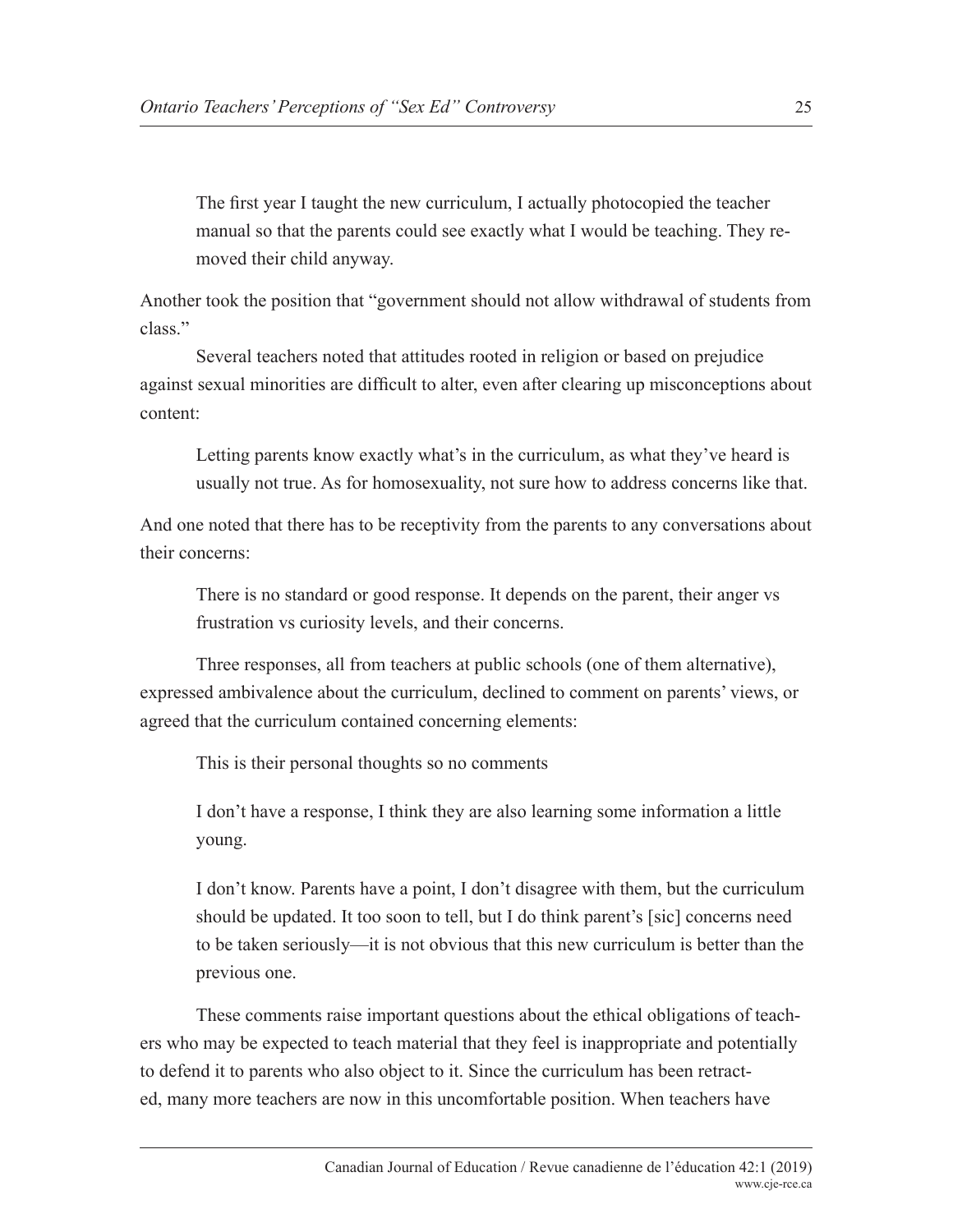> The first year I taught the new curriculum, I actually photocopied the teacher manual so that the parents could see exactly what I would be teaching. They removed their child anyway.

Another took the position that "government should not allow withdrawal of students from class."

Several teachers noted that attitudes rooted in religion or based on prejudice against sexual minorities are difficult to alter, even after clearing up misconceptions about content:

> Letting parents know exactly what's in the curriculum, as what they've heard is usually not true. As for homosexuality, not sure how to address concerns like that.

And one noted that there has to be receptivity from the parents to any conversations about their concerns:

> There is no standard or good response. It depends on the parent, their anger vs frustration vs curiosity levels, and their concerns.

Three responses, all from teachers at public schools (one of them alternative), expressed ambivalence about the curriculum, declined to comment on parents' views, or agreed that the curriculum contained concerning elements:

> This is their personal thoughts so no comments

> I don't have a response, I think they are also learning some information a little young.

> I don't know. Parents have a point, I don't disagree with them, but the curriculum should be updated. It too soon to tell, but I do think parent's [sic] concerns need to be taken seriously—it is not obvious that this new curriculum is better than the previous one.

These comments raise important questions about the ethical obligations of teachers who may be expected to teach material that they feel is inappropriate and potentially to defend it to parents who also object to it. Since the curriculum has been retracted, many more teachers are now in this uncomfortable position. When teachers have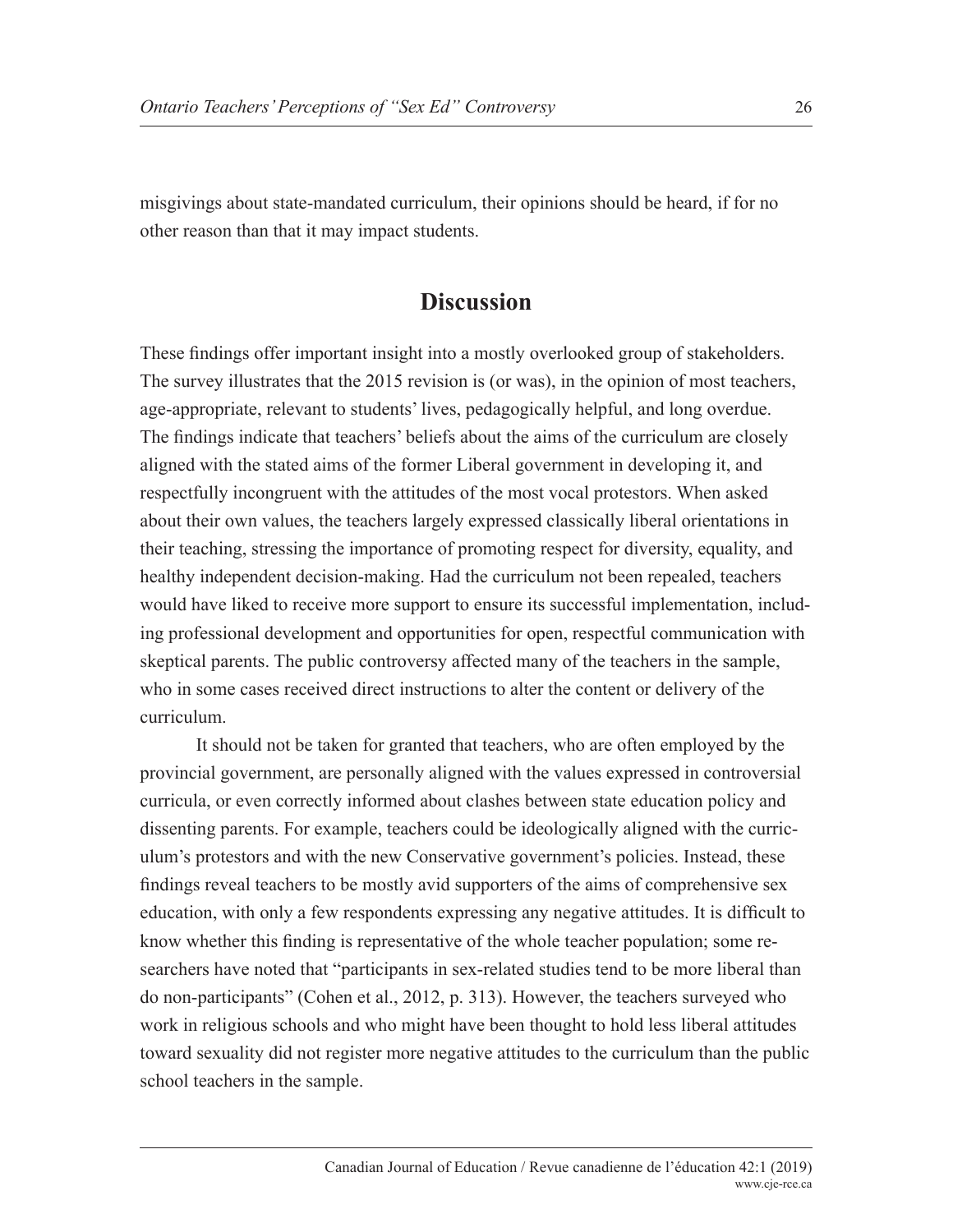misgivings about state-mandated curriculum, their opinions should be heard, if for no other reason than that it may impact students.

## Discussion

These findings offer important insight into a mostly overlooked group of stakeholders. The survey illustrates that the 2015 revision is (or was), in the opinion of most teachers, age-appropriate, relevant to students' lives, pedagogically helpful, and long overdue. The findings indicate that teachers' beliefs about the aims of the curriculum are closely aligned with the stated aims of the former Liberal government in developing it, and respectfully incongruent with the attitudes of the most vocal protestors. When asked about their own values, the teachers largely expressed classically liberal orientations in their teaching, stressing the importance of promoting respect for diversity, equality, and healthy independent decision-making. Had the curriculum not been repealed, teachers would have liked to receive more support to ensure its successful implementation, including professional development and opportunities for open, respectful communication with skeptical parents. The public controversy affected many of the teachers in the sample, who in some cases received direct instructions to alter the content or delivery of the curriculum.

It should not be taken for granted that teachers, who are often employed by the provincial government, are personally aligned with the values expressed in controversial curricula, or even correctly informed about clashes between state education policy and dissenting parents. For example, teachers could be ideologically aligned with the curriculum's protestors and with the new Conservative government's policies. Instead, these findings reveal teachers to be mostly avid supporters of the aims of comprehensive sex education, with only a few respondents expressing any negative attitudes. It is difficult to know whether this finding is representative of the whole teacher population; some researchers have noted that "participants in sex-related studies tend to be more liberal than do non-participants" (Cohen et al., 2012, p. 313). However, the teachers surveyed who work in religious schools and who might have been thought to hold less liberal attitudes toward sexuality did not register more negative attitudes to the curriculum than the public school teachers in the sample.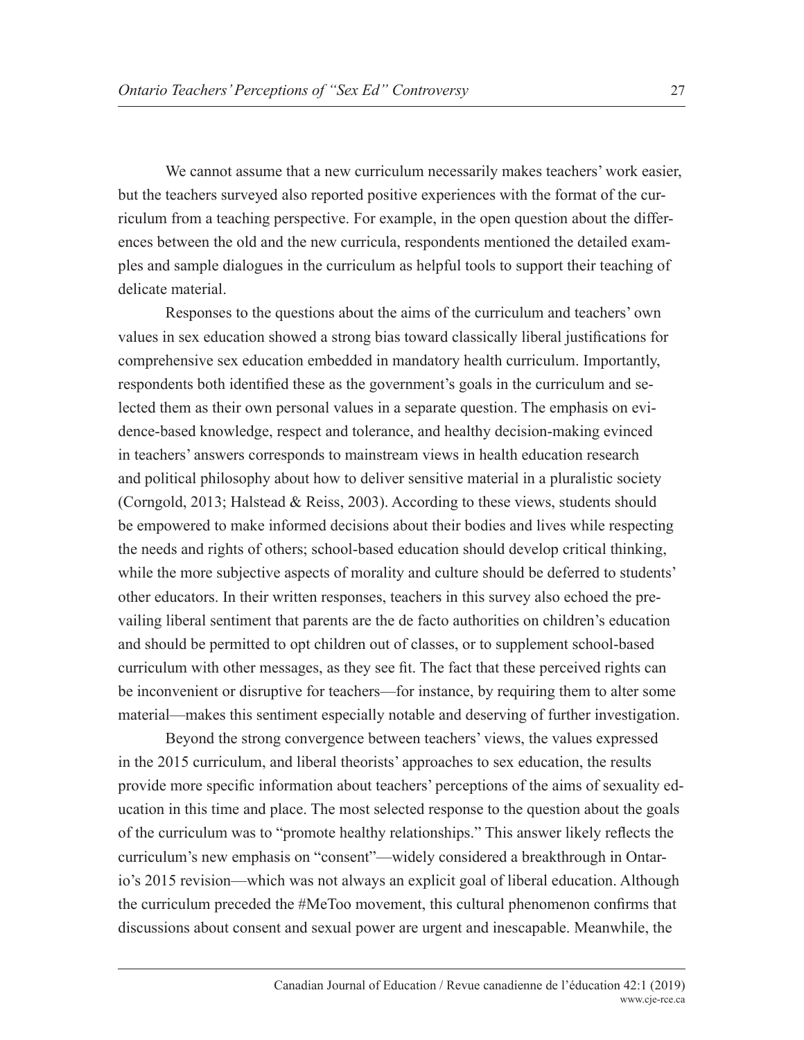We cannot assume that a new curriculum necessarily makes teachers' work easier, but the teachers surveyed also reported positive experiences with the format of the curriculum from a teaching perspective. For example, in the open question about the differences between the old and the new curricula, respondents mentioned the detailed examples and sample dialogues in the curriculum as helpful tools to support their teaching of delicate material.

Responses to the questions about the aims of the curriculum and teachers' own values in sex education showed a strong bias toward classically liberal justifications for comprehensive sex education embedded in mandatory health curriculum. Importantly, respondents both identified these as the government's goals in the curriculum and selected them as their own personal values in a separate question. The emphasis on evidence-based knowledge, respect and tolerance, and healthy decision-making evinced in teachers' answers corresponds to mainstream views in health education research and political philosophy about how to deliver sensitive material in a pluralistic society (Corngold, 2013; Halstead & Reiss, 2003). According to these views, students should be empowered to make informed decisions about their bodies and lives while respecting the needs and rights of others; school-based education should develop critical thinking, while the more subjective aspects of morality and culture should be deferred to students' other educators. In their written responses, teachers in this survey also echoed the prevailing liberal sentiment that parents are the de facto authorities on children's education and should be permitted to opt children out of classes, or to supplement school-based curriculum with other messages, as they see fit. The fact that these perceived rights can be inconvenient or disruptive for teachers—for instance, by requiring them to alter some material—makes this sentiment especially notable and deserving of further investigation.

Beyond the strong convergence between teachers' views, the values expressed in the 2015 curriculum, and liberal theorists' approaches to sex education, the results provide more specific information about teachers' perceptions of the aims of sexuality education in this time and place. The most selected response to the question about the goals of the curriculum was to "promote healthy relationships." This answer likely reflects the curriculum's new emphasis on "consent"—widely considered a breakthrough in Ontario's 2015 revision—which was not always an explicit goal of liberal education. Although the curriculum preceded the #MeToo movement, this cultural phenomenon confirms that discussions about consent and sexual power are urgent and inescapable. Meanwhile, the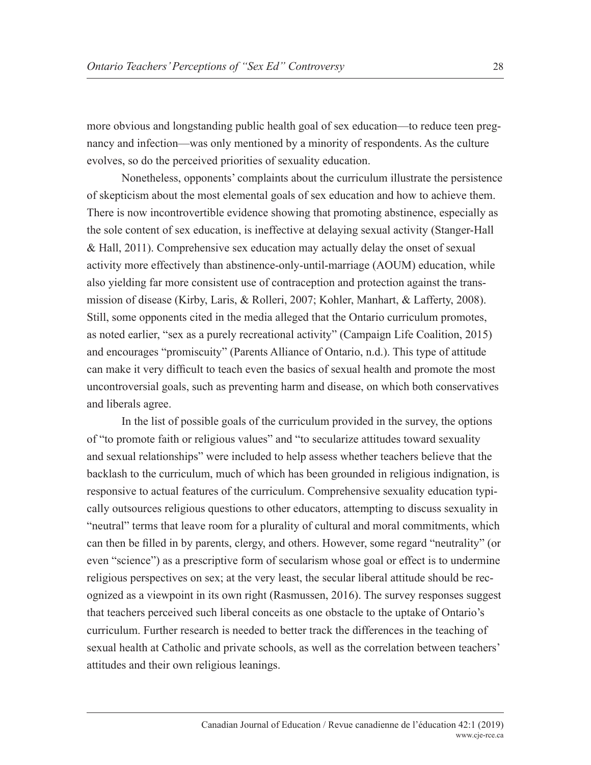more obvious and longstanding public health goal of sex education—to reduce teen pregnancy and infection—was only mentioned by a minority of respondents. As the culture evolves, so do the perceived priorities of sexuality education.

Nonetheless, opponents' complaints about the curriculum illustrate the persistence of skepticism about the most elemental goals of sex education and how to achieve them. There is now incontrovertible evidence showing that promoting abstinence, especially as the sole content of sex education, is ineffective at delaying sexual activity (Stanger-Hall & Hall, 2011). Comprehensive sex education may actually delay the onset of sexual activity more effectively than abstinence-only-until-marriage (AOUM) education, while also yielding far more consistent use of contraception and protection against the transmission of disease (Kirby, Laris, & Rolleri, 2007; Kohler, Manhart, & Lafferty, 2008). Still, some opponents cited in the media alleged that the Ontario curriculum promotes, as noted earlier, "sex as a purely recreational activity" (Campaign Life Coalition, 2015) and encourages "promiscuity" (Parents Alliance of Ontario, n.d.). This type of attitude can make it very difficult to teach even the basics of sexual health and promote the most uncontroversial goals, such as preventing harm and disease, on which both conservatives and liberals agree.

In the list of possible goals of the curriculum provided in the survey, the options of "to promote faith or religious values" and "to secularize attitudes toward sexuality and sexual relationships" were included to help assess whether teachers believe that the backlash to the curriculum, much of which has been grounded in religious indignation, is responsive to actual features of the curriculum. Comprehensive sexuality education typically outsources religious questions to other educators, attempting to discuss sexuality in "neutral" terms that leave room for a plurality of cultural and moral commitments, which can then be filled in by parents, clergy, and others. However, some regard "neutrality" (or even "science") as a prescriptive form of secularism whose goal or effect is to undermine religious perspectives on sex; at the very least, the secular liberal attitude should be recognized as a viewpoint in its own right (Rasmussen, 2016). The survey responses suggest that teachers perceived such liberal conceits as one obstacle to the uptake of Ontario's curriculum. Further research is needed to better track the differences in the teaching of sexual health at Catholic and private schools, as well as the correlation between teachers' attitudes and their own religious leanings.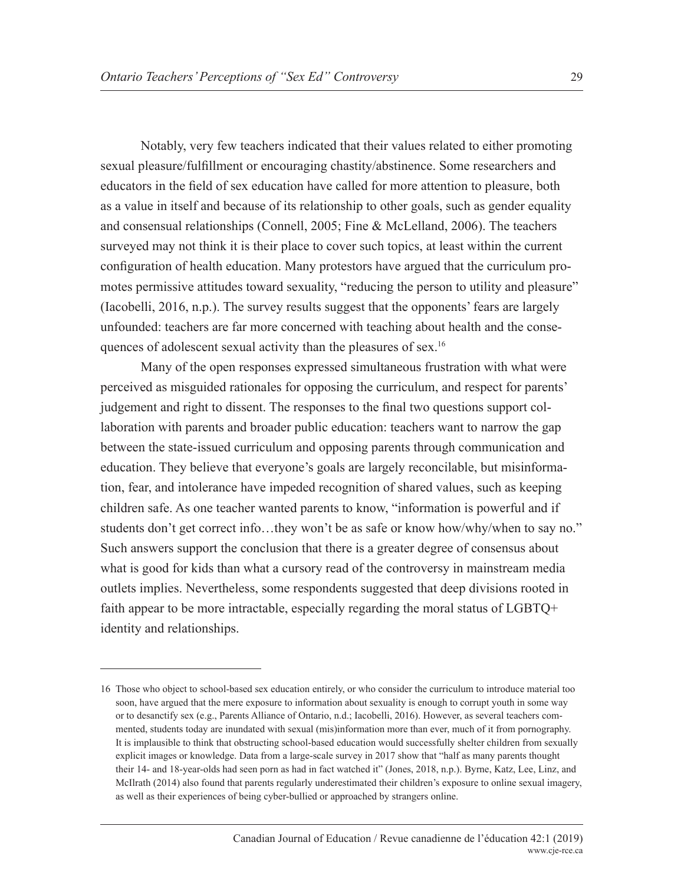Notably, very few teachers indicated that their values related to either promoting sexual pleasure/fulfillment or encouraging chastity/abstinence. Some researchers and educators in the field of sex education have called for more attention to pleasure, both as a value in itself and because of its relationship to other goals, such as gender equality and consensual relationships (Connell, 2005; Fine & McLelland, 2006). The teachers surveyed may not think it is their place to cover such topics, at least within the current configuration of health education. Many protestors have argued that the curriculum promotes permissive attitudes toward sexuality, "reducing the person to utility and pleasure" (Iacobelli, 2016, n.p.). The survey results suggest that the opponents' fears are largely unfounded: teachers are far more concerned with teaching about health and the consequences of adolescent sexual activity than the pleasures of sex.[16]

Many of the open responses expressed simultaneous frustration with what were perceived as misguided rationales for opposing the curriculum, and respect for parents' judgement and right to dissent. The responses to the final two questions support collaboration with parents and broader public education: teachers want to narrow the gap between the state-issued curriculum and opposing parents through communication and education. They believe that everyone's goals are largely reconcilable, but misinformation, fear, and intolerance have impeded recognition of shared values, such as keeping children safe. As one teacher wanted parents to know, "information is powerful and if students don't get correct info…they won't be as safe or know how/why/when to say no." Such answers support the conclusion that there is a greater degree of consensus about what is good for kids than what a cursory read of the controversy in mainstream media outlets implies. Nevertheless, some respondents suggested that deep divisions rooted in faith appear to be more intractable, especially regarding the moral status of LGBTQ+ identity and relationships.

---

16 Those who object to school-based sex education entirely, or who consider the curriculum to introduce material too soon, have argued that the mere exposure to information about sexuality is enough to corrupt youth in some way or to desanctify sex (e.g., Parents Alliance of Ontario, n.d.; Iacobelli, 2016). However, as several teachers commented, students today are inundated with sexual (mis)information more than ever, much of it from pornography. It is implausible to think that obstructing school-based education would successfully shelter children from sexually explicit images or knowledge. Data from a large-scale survey in 2017 show that "half as many parents thought their 14- and 18-year-olds had seen porn as had in fact watched it" (Jones, 2018, n.p.). Byrne, Katz, Lee, Linz, and McIlrath (2014) also found that parents regularly underestimated their children's exposure to online sexual imagery, as well as their experiences of being cyber-bullied or approached by strangers online.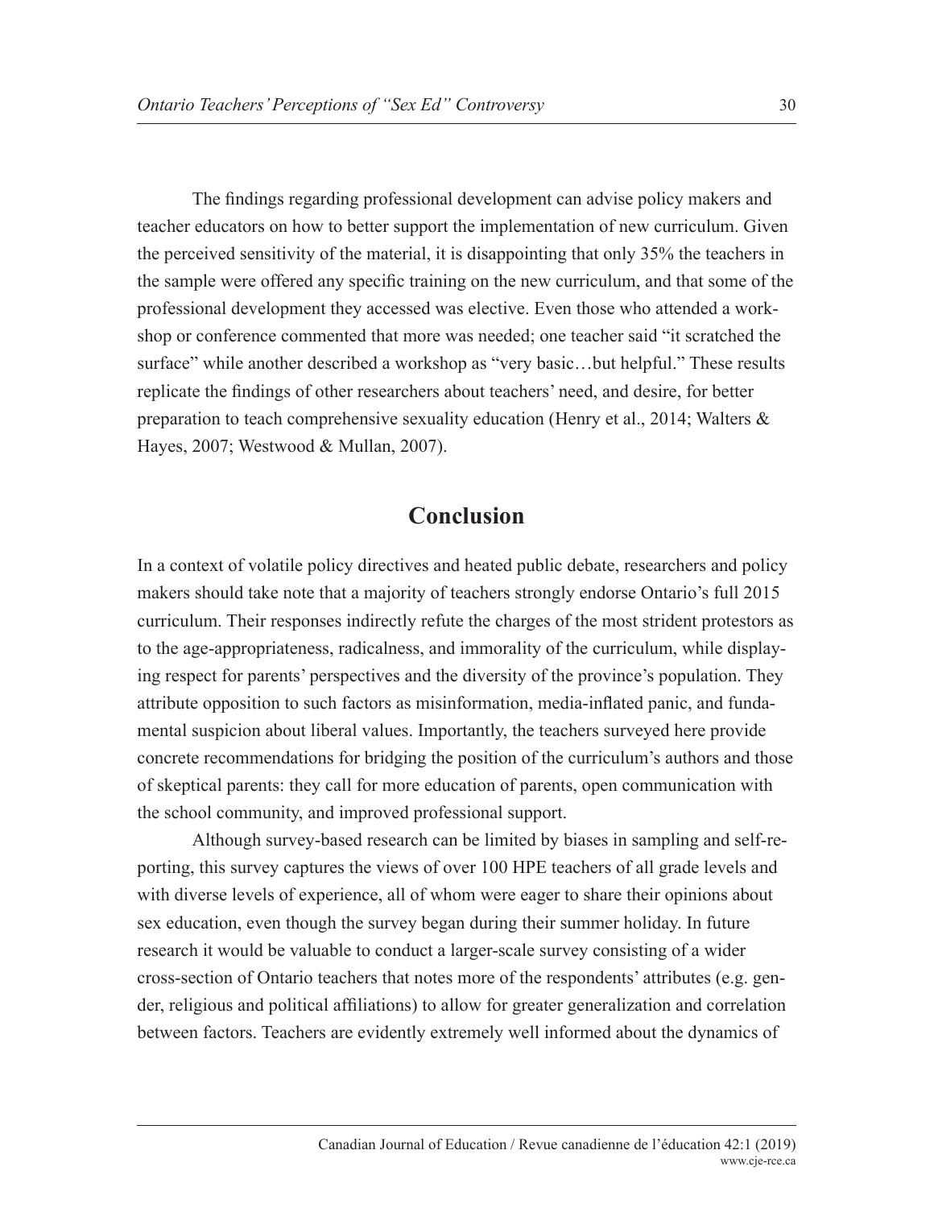The findings regarding professional development can advise policy makers and teacher educators on how to better support the implementation of new curriculum. Given the perceived sensitivity of the material, it is disappointing that only 35% the teachers in the sample were offered any specific training on the new curriculum, and that some of the professional development they accessed was elective. Even those who attended a workshop or conference commented that more was needed; one teacher said "it scratched the surface" while another described a workshop as "very basic…but helpful." These results replicate the findings of other researchers about teachers' need, and desire, for better preparation to teach comprehensive sexuality education (Henry et al., 2014; Walters & Hayes, 2007; Westwood & Mullan, 2007).

## Conclusion

In a context of volatile policy directives and heated public debate, researchers and policy makers should take note that a majority of teachers strongly endorse Ontario's full 2015 curriculum. Their responses indirectly refute the charges of the most strident protestors as to the age-appropriateness, radicalness, and immorality of the curriculum, while displaying respect for parents' perspectives and the diversity of the province's population. They attribute opposition to such factors as misinformation, media-inflated panic, and fundamental suspicion about liberal values. Importantly, the teachers surveyed here provide concrete recommendations for bridging the position of the curriculum's authors and those of skeptical parents: they call for more education of parents, open communication with the school community, and improved professional support.

Although survey-based research can be limited by biases in sampling and self-reporting, this survey captures the views of over 100 HPE teachers of all grade levels and with diverse levels of experience, all of whom were eager to share their opinions about sex education, even though the survey began during their summer holiday. In future research it would be valuable to conduct a larger-scale survey consisting of a wider cross-section of Ontario teachers that notes more of the respondents' attributes (e.g. gender, religious and political affiliations) to allow for greater generalization and correlation between factors. Teachers are evidently extremely well informed about the dynamics of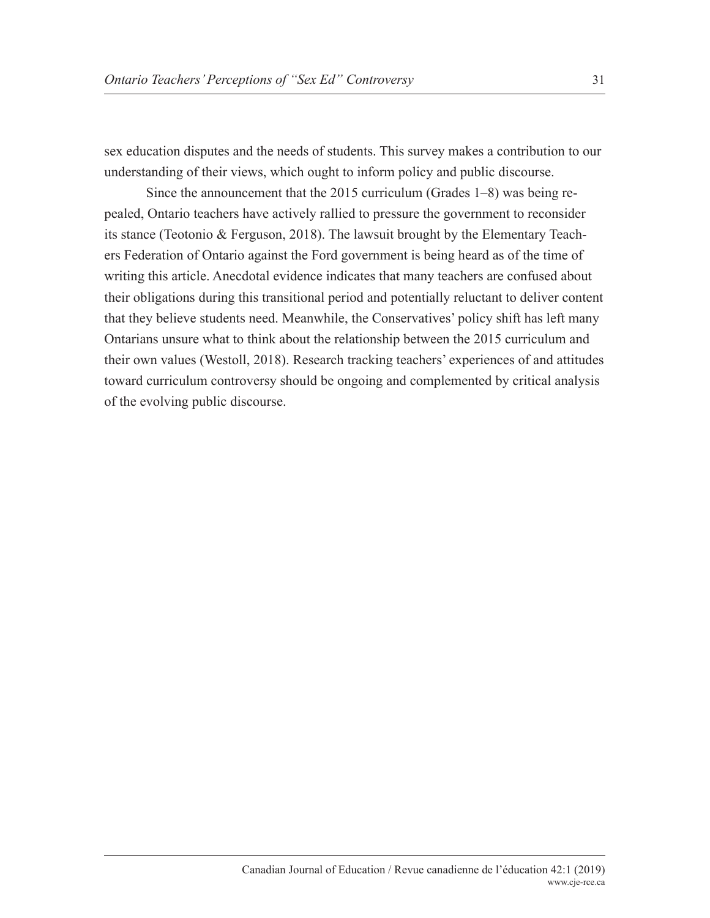sex education disputes and the needs of students. This survey makes a contribution to our understanding of their views, which ought to inform policy and public discourse.

Since the announcement that the 2015 curriculum (Grades 1–8) was being repealed, Ontario teachers have actively rallied to pressure the government to reconsider its stance (Teotonio & Ferguson, 2018). The lawsuit brought by the Elementary Teachers Federation of Ontario against the Ford government is being heard as of the time of writing this article. Anecdotal evidence indicates that many teachers are confused about their obligations during this transitional period and potentially reluctant to deliver content that they believe students need. Meanwhile, the Conservatives' policy shift has left many Ontarians unsure what to think about the relationship between the 2015 curriculum and their own values (Westoll, 2018). Research tracking teachers' experiences of and attitudes toward curriculum controversy should be ongoing and complemented by critical analysis of the evolving public discourse.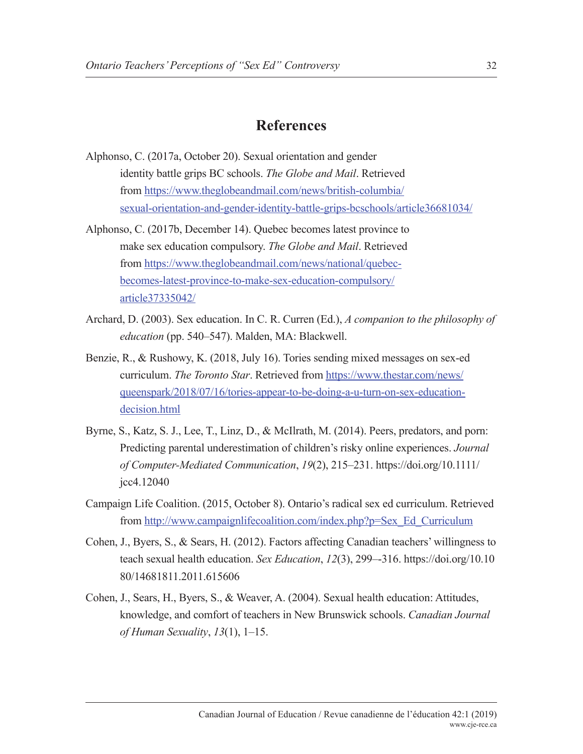## References

Alphonso, C. (2017a, October 20). Sexual orientation and gender identity battle grips BC schools. *The Globe and Mail*. Retrieved from https://www.theglobeandmail.com/news/british-columbia/sexual-orientation-and-gender-identity-battle-grips-bcschools/article36681034/

Alphonso, C. (2017b, December 14). Quebec becomes latest province to make sex education compulsory. *The Globe and Mail*. Retrieved from https://www.theglobeandmail.com/news/national/quebec-becomes-latest-province-to-make-sex-education-compulsory/article37335042/

Archard, D. (2003). Sex education. In C. R. Curren (Ed.), *A companion to the philosophy of education* (pp. 540–547). Malden, MA: Blackwell.

Benzie, R., & Rushowy, K. (2018, July 16). Tories sending mixed messages on sex-ed curriculum. *The Toronto Star*. Retrieved from https://www.thestar.com/news/queenspark/2018/07/16/tories-appear-to-be-doing-a-u-turn-on-sex-education-decision.html

Byrne, S., Katz, S. J., Lee, T., Linz, D., & McIlrath, M. (2014). Peers, predators, and porn: Predicting parental underestimation of children's risky online experiences. *Journal of Computer-Mediated Communication*, *19*(2), 215–231. https://doi.org/10.1111/jcc4.12040

Campaign Life Coalition. (2015, October 8). Ontario's radical sex ed curriculum. Retrieved from http://www.campaignlifecoalition.com/index.php?p=Sex_Ed_Curriculum

Cohen, J., Byers, S., & Sears, H. (2012). Factors affecting Canadian teachers' willingness to teach sexual health education. *Sex Education*, *12*(3), 299–-316. https://doi.org/10.1080/14681811.2011.615606

Cohen, J., Sears, H., Byers, S., & Weaver, A. (2004). Sexual health education: Attitudes, knowledge, and comfort of teachers in New Brunswick schools. *Canadian Journal of Human Sexuality*, *13*(1), 1–15.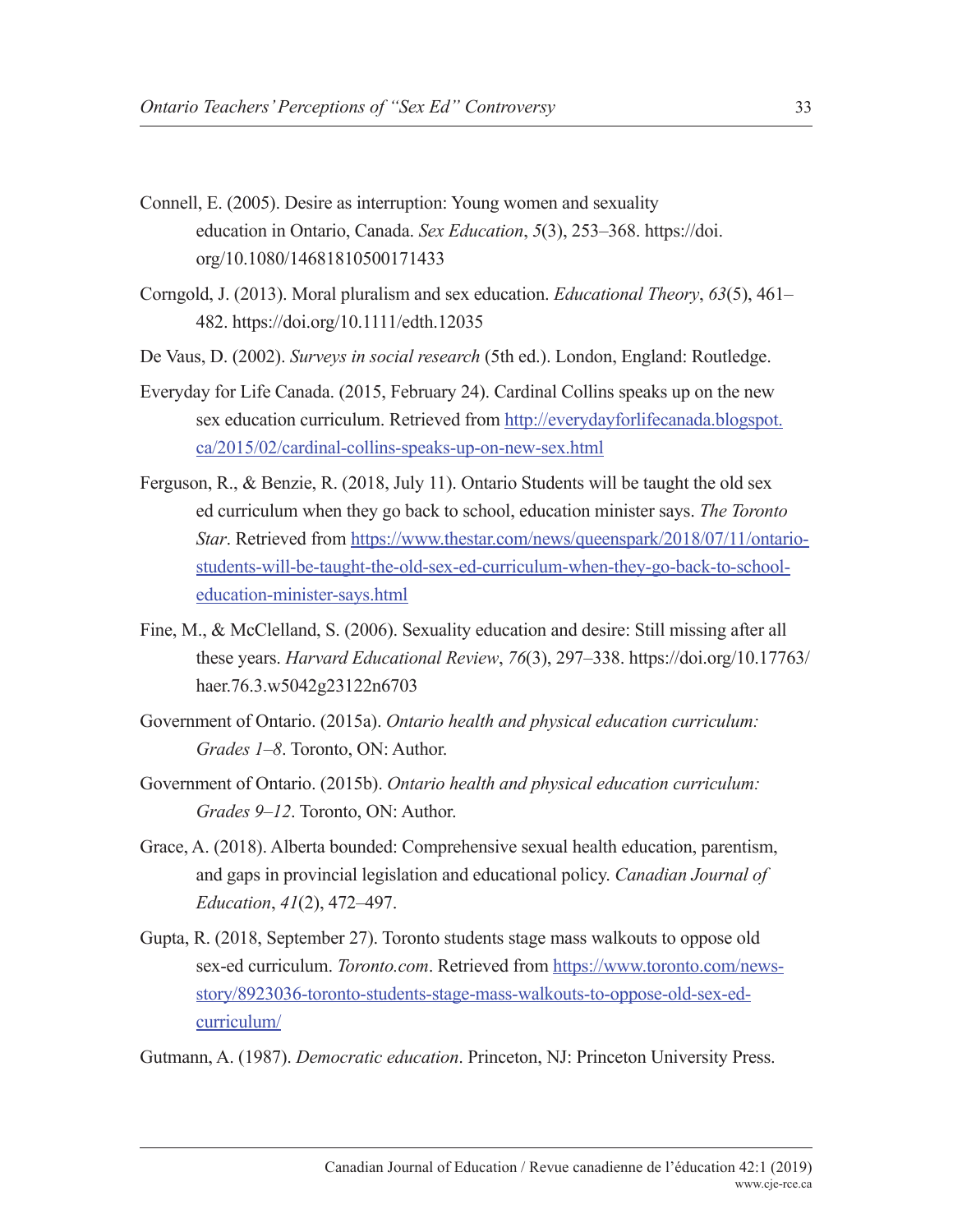Connell, E. (2005). Desire as interruption: Young women and sexuality education in Ontario, Canada. *Sex Education*, *5*(3), 253–368. https://doi.org/10.1080/14681810500171433

Corngold, J. (2013). Moral pluralism and sex education. *Educational Theory*, *63*(5), 461–482. https://doi.org/10.1111/edth.12035

De Vaus, D. (2002). *Surveys in social research* (5th ed.). London, England: Routledge.

Everyday for Life Canada. (2015, February 24). Cardinal Collins speaks up on the new sex education curriculum. Retrieved from http://everydayforlifecanada.blogspot.ca/2015/02/cardinal-collins-speaks-up-on-new-sex.html

Ferguson, R., & Benzie, R. (2018, July 11). Ontario Students will be taught the old sex ed curriculum when they go back to school, education minister says. *The Toronto Star*. Retrieved from https://www.thestar.com/news/queenspark/2018/07/11/ontario-students-will-be-taught-the-old-sex-ed-curriculum-when-they-go-back-to-school-education-minister-says.html

Fine, M., & McClelland, S. (2006). Sexuality education and desire: Still missing after all these years. *Harvard Educational Review*, *76*(3), 297–338. https://doi.org/10.17763/haer.76.3.w5042g23122n6703

Government of Ontario. (2015a). *Ontario health and physical education curriculum: Grades 1–8*. Toronto, ON: Author.

Government of Ontario. (2015b). *Ontario health and physical education curriculum: Grades 9–12*. Toronto, ON: Author.

Grace, A. (2018). Alberta bounded: Comprehensive sexual health education, parentism, and gaps in provincial legislation and educational policy. *Canadian Journal of Education*, *41*(2), 472–497.

Gupta, R. (2018, September 27). Toronto students stage mass walkouts to oppose old sex-ed curriculum. *Toronto.com*. Retrieved from https://www.toronto.com/news-story/8923036-toronto-students-stage-mass-walkouts-to-oppose-old-sex-ed-curriculum/

Gutmann, A. (1987). *Democratic education*. Princeton, NJ: Princeton University Press.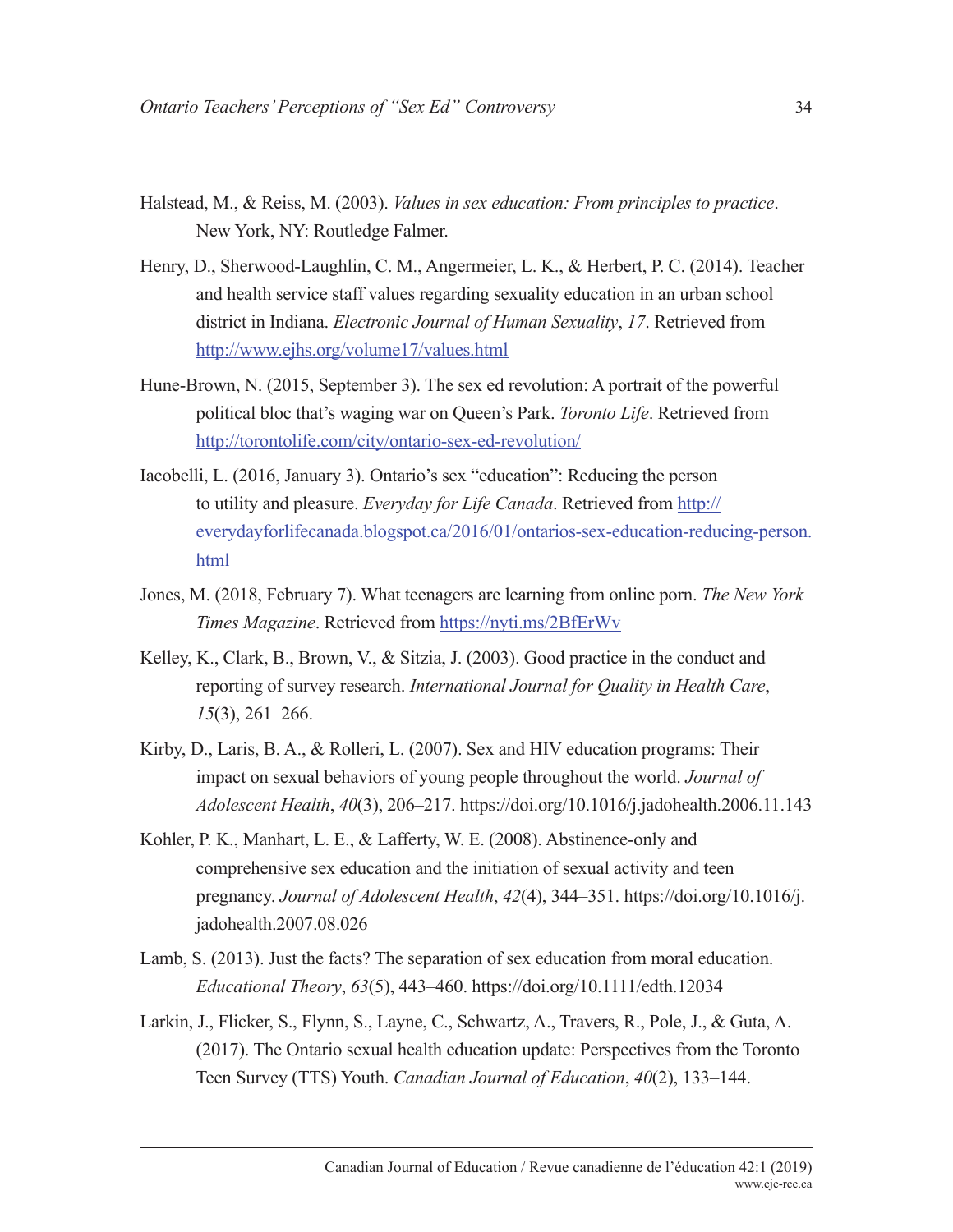Halstead, M., & Reiss, M. (2003). *Values in sex education: From principles to practice*. New York, NY: Routledge Falmer.

Henry, D., Sherwood-Laughlin, C. M., Angermeier, L. K., & Herbert, P. C. (2014). Teacher and health service staff values regarding sexuality education in an urban school district in Indiana. *Electronic Journal of Human Sexuality*, *17*. Retrieved from http://www.ejhs.org/volume17/values.html

Hune-Brown, N. (2015, September 3). The sex ed revolution: A portrait of the powerful political bloc that's waging war on Queen's Park. *Toronto Life*. Retrieved from http://torontolife.com/city/ontario-sex-ed-revolution/

Iacobelli, L. (2016, January 3). Ontario's sex "education": Reducing the person to utility and pleasure. *Everyday for Life Canada*. Retrieved from http://everydayforlifecanada.blogspot.ca/2016/01/ontarios-sex-education-reducing-person.html

Jones, M. (2018, February 7). What teenagers are learning from online porn. *The New York Times Magazine*. Retrieved from https://nyti.ms/2BfErWv

Kelley, K., Clark, B., Brown, V., & Sitzia, J. (2003). Good practice in the conduct and reporting of survey research. *International Journal for Quality in Health Care*, *15*(3), 261–266.

Kirby, D., Laris, B. A., & Rolleri, L. (2007). Sex and HIV education programs: Their impact on sexual behaviors of young people throughout the world. *Journal of Adolescent Health*, *40*(3), 206–217. https://doi.org/10.1016/j.jadohealth.2006.11.143

Kohler, P. K., Manhart, L. E., & Lafferty, W. E. (2008). Abstinence-only and comprehensive sex education and the initiation of sexual activity and teen pregnancy. *Journal of Adolescent Health*, *42*(4), 344–351. https://doi.org/10.1016/j.jadohealth.2007.08.026

Lamb, S. (2013). Just the facts? The separation of sex education from moral education. *Educational Theory*, *63*(5), 443–460. https://doi.org/10.1111/edth.12034

Larkin, J., Flicker, S., Flynn, S., Layne, C., Schwartz, A., Travers, R., Pole, J., & Guta, A. (2017). The Ontario sexual health education update: Perspectives from the Toronto Teen Survey (TTS) Youth. *Canadian Journal of Education*, *40*(2), 133–144.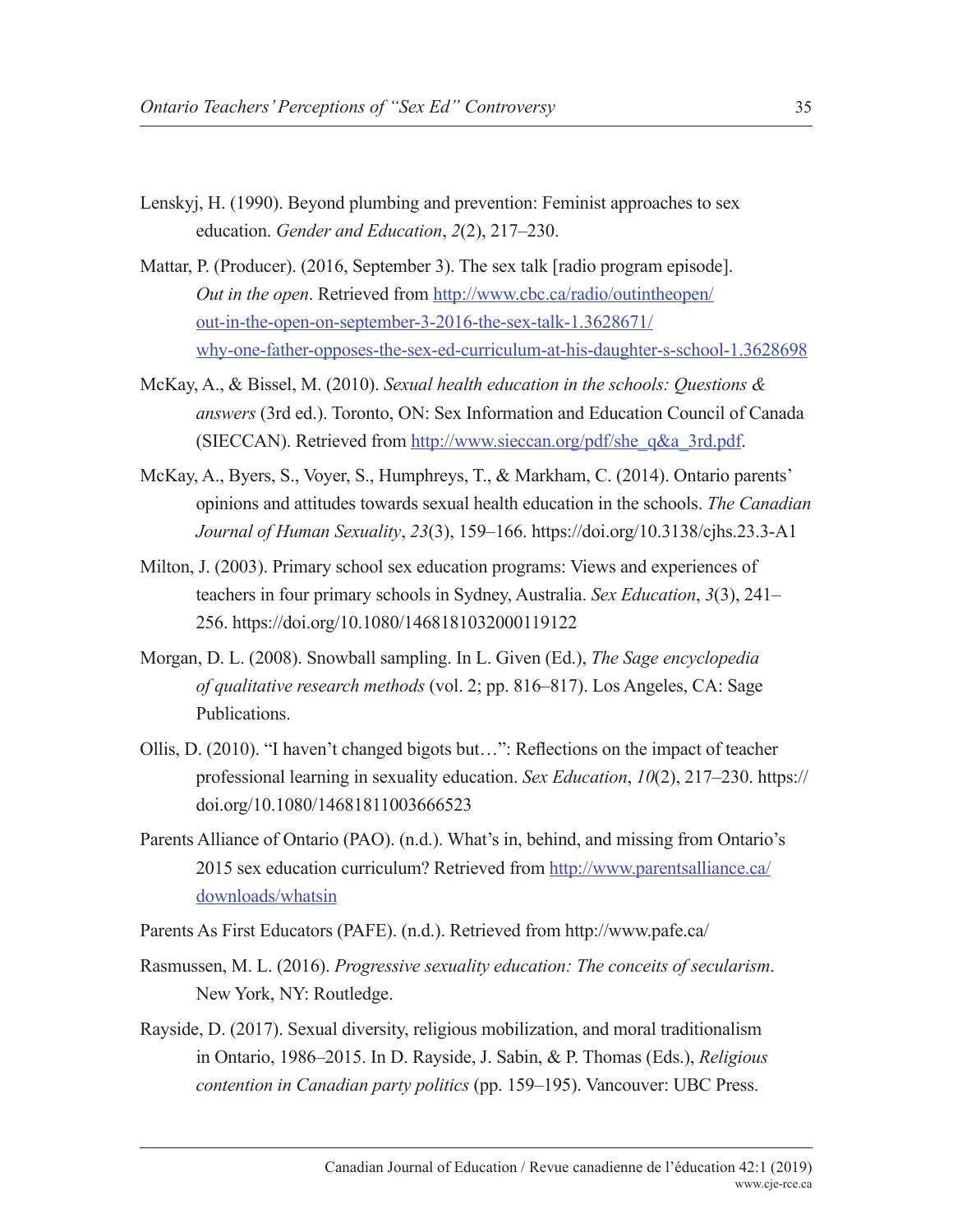Lenskyj, H. (1990). Beyond plumbing and prevention: Feminist approaches to sex education. *Gender and Education*, *2*(2), 217–230.

Mattar, P. (Producer). (2016, September 3). The sex talk [radio program episode]. *Out in the open*. Retrieved from http://www.cbc.ca/radio/outintheopen/out-in-the-open-on-september-3-2016-the-sex-talk-1.3628671/why-one-father-opposes-the-sex-ed-curriculum-at-his-daughter-s-school-1.3628698

McKay, A., & Bissel, M. (2010). *Sexual health education in the schools: Questions & answers* (3rd ed.). Toronto, ON: Sex Information and Education Council of Canada (SIECCAN). Retrieved from http://www.sieccan.org/pdf/she_q&a_3rd.pdf.

McKay, A., Byers, S., Voyer, S., Humphreys, T., & Markham, C. (2014). Ontario parents' opinions and attitudes towards sexual health education in the schools. *The Canadian Journal of Human Sexuality*, *23*(3), 159–166. https://doi.org/10.3138/cjhs.23.3-A1

Milton, J. (2003). Primary school sex education programs: Views and experiences of teachers in four primary schools in Sydney, Australia. *Sex Education*, *3*(3), 241–256. https://doi.org/10.1080/1468181032000119122

Morgan, D. L. (2008). Snowball sampling. In L. Given (Ed.), *The Sage encyclopedia of qualitative research methods* (vol. 2; pp. 816–817). Los Angeles, CA: Sage Publications.

Ollis, D. (2010). "I haven't changed bigots but…": Reflections on the impact of teacher professional learning in sexuality education. *Sex Education*, *10*(2), 217–230. https://doi.org/10.1080/14681811003666523

Parents Alliance of Ontario (PAO). (n.d.). What's in, behind, and missing from Ontario's 2015 sex education curriculum? Retrieved from http://www.parentsalliance.ca/downloads/whatsin

Parents As First Educators (PAFE). (n.d.). Retrieved from http://www.pafe.ca/

Rasmussen, M. L. (2016). *Progressive sexuality education: The conceits of secularism*. New York, NY: Routledge.

Rayside, D. (2017). Sexual diversity, religious mobilization, and moral traditionalism in Ontario, 1986–2015. In D. Rayside, J. Sabin, & P. Thomas (Eds.), *Religious contention in Canadian party politics* (pp. 159–195). Vancouver: UBC Press.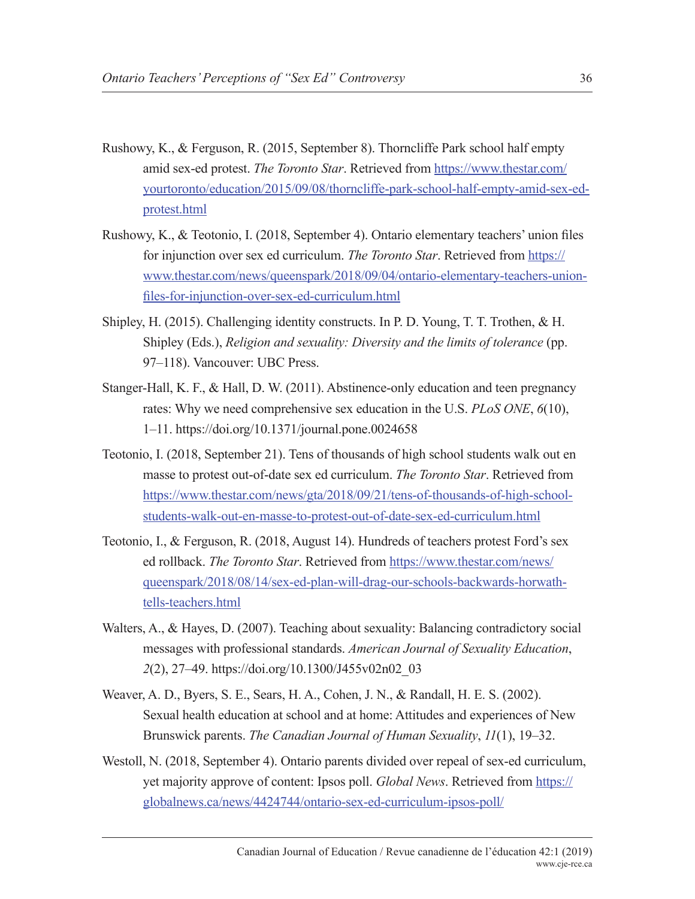Rushowy, K., & Ferguson, R. (2015, September 8). Thorncliffe Park school half empty amid sex-ed protest. *The Toronto Star*. Retrieved from https://www.thestar.com/yourtoronto/education/2015/09/08/thorncliffe-park-school-half-empty-amid-sex-ed-protest.html

Rushowy, K., & Teotonio, I. (2018, September 4). Ontario elementary teachers' union files for injunction over sex ed curriculum. *The Toronto Star*. Retrieved from https://www.thestar.com/news/queenspark/2018/09/04/ontario-elementary-teachers-union-files-for-injunction-over-sex-ed-curriculum.html

Shipley, H. (2015). Challenging identity constructs. In P. D. Young, T. T. Trothen, & H. Shipley (Eds.), *Religion and sexuality: Diversity and the limits of tolerance* (pp. 97–118). Vancouver: UBC Press.

Stanger-Hall, K. F., & Hall, D. W. (2011). Abstinence-only education and teen pregnancy rates: Why we need comprehensive sex education in the U.S. *PLoS ONE*, *6*(10), 1–11. https://doi.org/10.1371/journal.pone.0024658

Teotonio, I. (2018, September 21). Tens of thousands of high school students walk out en masse to protest out-of-date sex ed curriculum. *The Toronto Star*. Retrieved from https://www.thestar.com/news/gta/2018/09/21/tens-of-thousands-of-high-school-students-walk-out-en-masse-to-protest-out-of-date-sex-ed-curriculum.html

Teotonio, I., & Ferguson, R. (2018, August 14). Hundreds of teachers protest Ford's sex ed rollback. *The Toronto Star*. Retrieved from https://www.thestar.com/news/queenspark/2018/08/14/sex-ed-plan-will-drag-our-schools-backwards-horwath-tells-teachers.html

Walters, A., & Hayes, D. (2007). Teaching about sexuality: Balancing contradictory social messages with professional standards. *American Journal of Sexuality Education*, *2*(2), 27–49. https://doi.org/10.1300/J455v02n02_03

Weaver, A. D., Byers, S. E., Sears, H. A., Cohen, J. N., & Randall, H. E. S. (2002). Sexual health education at school and at home: Attitudes and experiences of New Brunswick parents. *The Canadian Journal of Human Sexuality*, *11*(1), 19–32.

Westoll, N. (2018, September 4). Ontario parents divided over repeal of sex-ed curriculum, yet majority approve of content: Ipsos poll. *Global News*. Retrieved from https://globalnews.ca/news/4424744/ontario-sex-ed-curriculum-ipsos-poll/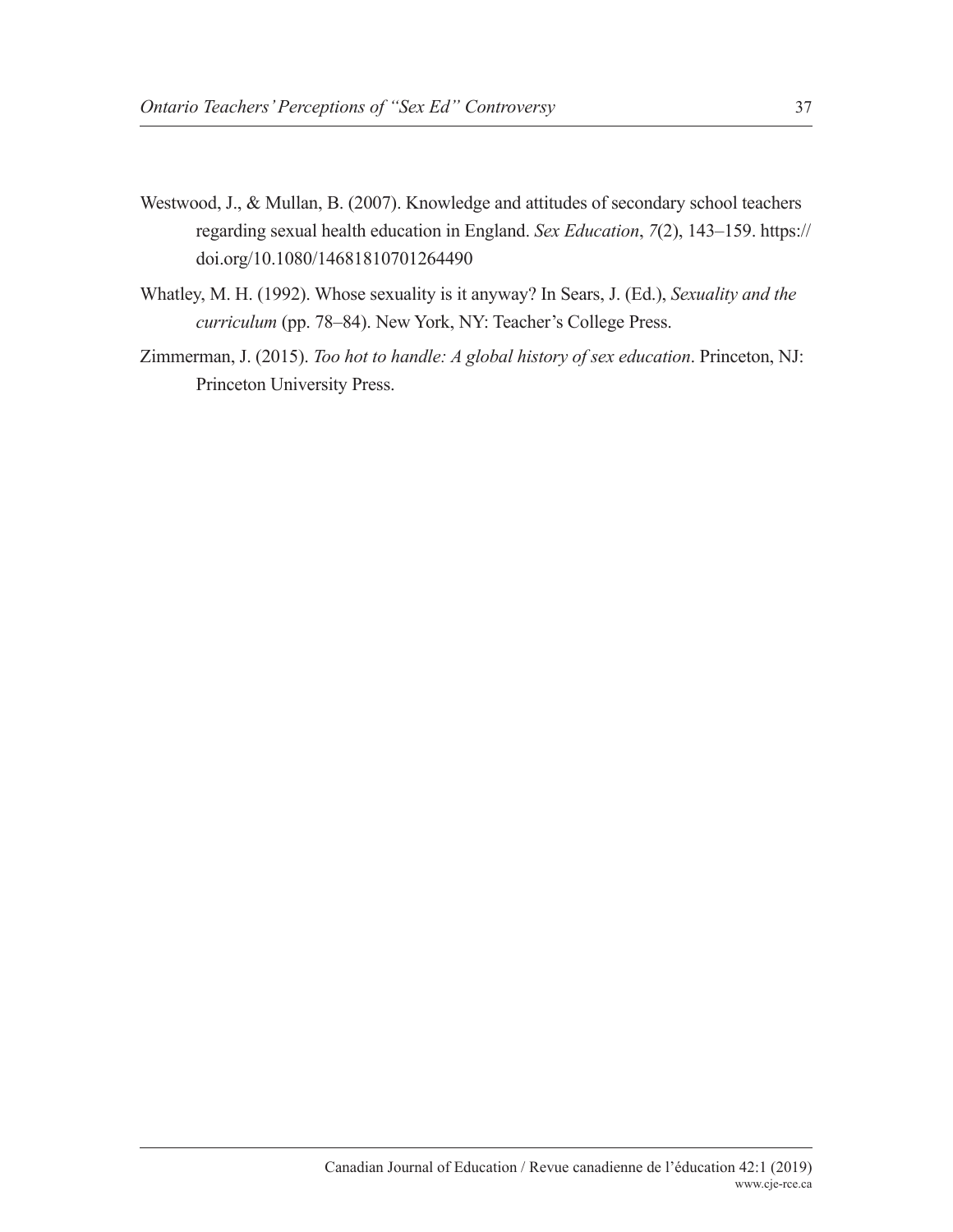Westwood, J., & Mullan, B. (2007). Knowledge and attitudes of secondary school teachers regarding sexual health education in England. *Sex Education*, *7*(2), 143–159. https://doi.org/10.1080/14681810701264490

Whatley, M. H. (1992). Whose sexuality is it anyway? In Sears, J. (Ed.), *Sexuality and the curriculum* (pp. 78–84). New York, NY: Teacher's College Press.

Zimmerman, J. (2015). *Too hot to handle: A global history of sex education*. Princeton, NJ: Princeton University Press.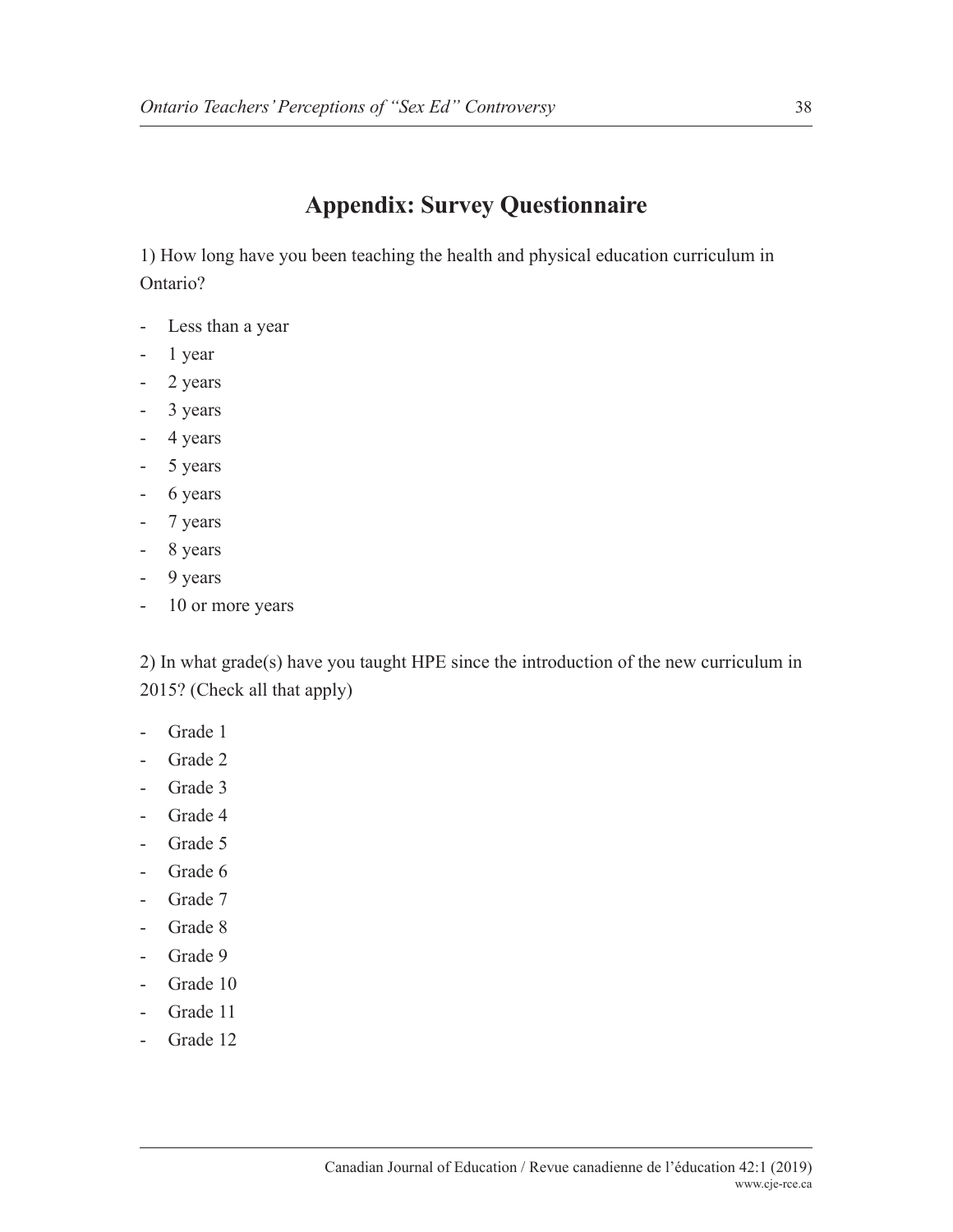## Appendix: Survey Questionnaire

1) How long have you been teaching the health and physical education curriculum in Ontario?

- Less than a year
- 1 year
- 2 years
- 3 years
- 4 years
- 5 years
- 6 years
- 7 years
- 8 years
- 9 years
- 10 or more years

2) In what grade(s) have you taught HPE since the introduction of the new curriculum in 2015? (Check all that apply)

- Grade 1
- Grade 2
- Grade 3
- Grade 4
- Grade 5
- Grade 6
- Grade 7
- Grade 8
- Grade 9
- Grade 10
- Grade 11
- Grade 12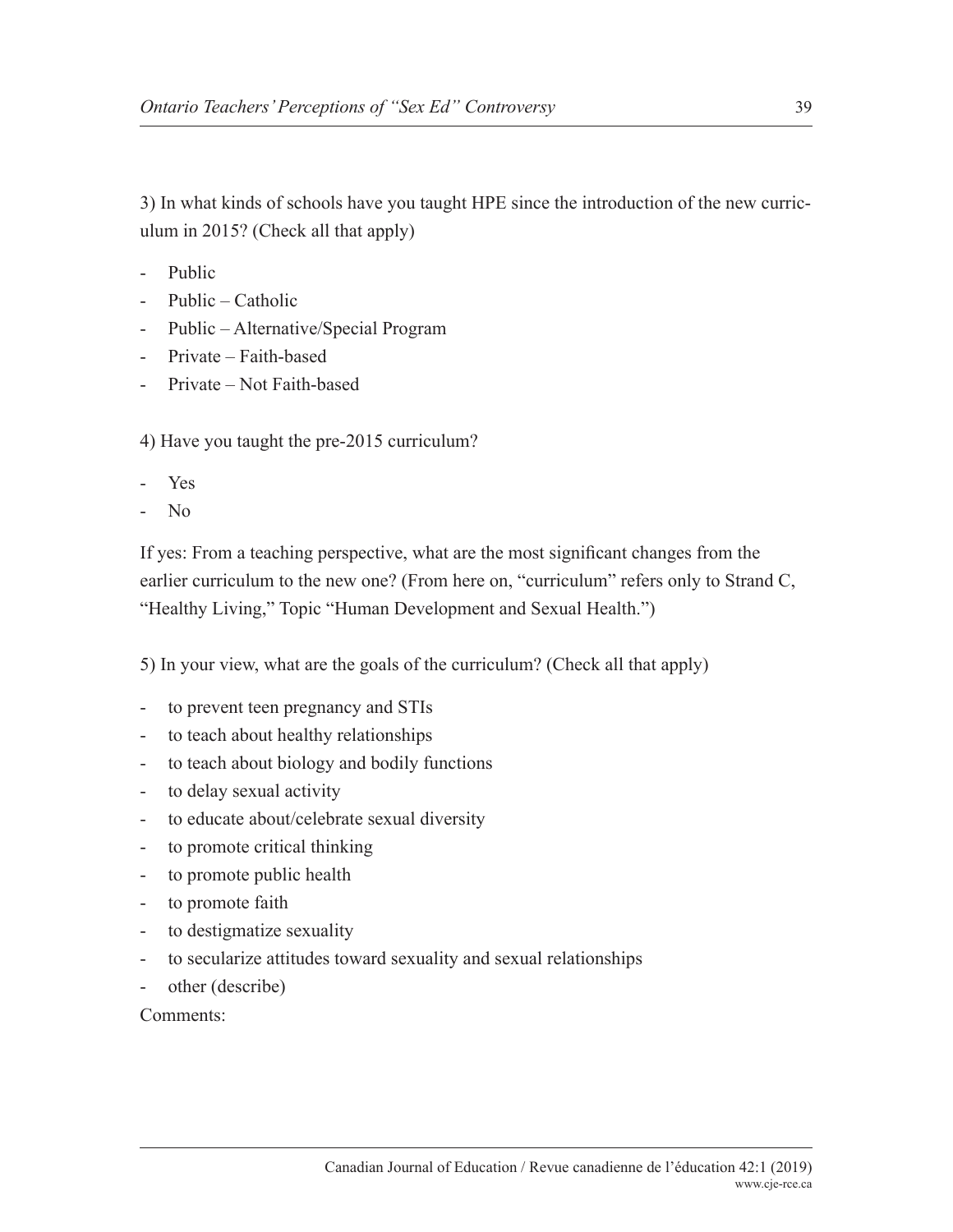3) In what kinds of schools have you taught HPE since the introduction of the new curriculum in 2015? (Check all that apply)

- Public
- Public – Catholic
- Public – Alternative/Special Program
- Private – Faith-based
- Private – Not Faith-based

4) Have you taught the pre-2015 curriculum?

- Yes
- No

If yes: From a teaching perspective, what are the most significant changes from the earlier curriculum to the new one? (From here on, "curriculum" refers only to Strand C, "Healthy Living," Topic "Human Development and Sexual Health.")

5) In your view, what are the goals of the curriculum? (Check all that apply)

- to prevent teen pregnancy and STIs
- to teach about healthy relationships
- to teach about biology and bodily functions
- to delay sexual activity
- to educate about/celebrate sexual diversity
- to promote critical thinking
- to promote public health
- to promote faith
- to destigmatize sexuality
- to secularize attitudes toward sexuality and sexual relationships
- other (describe)

Comments: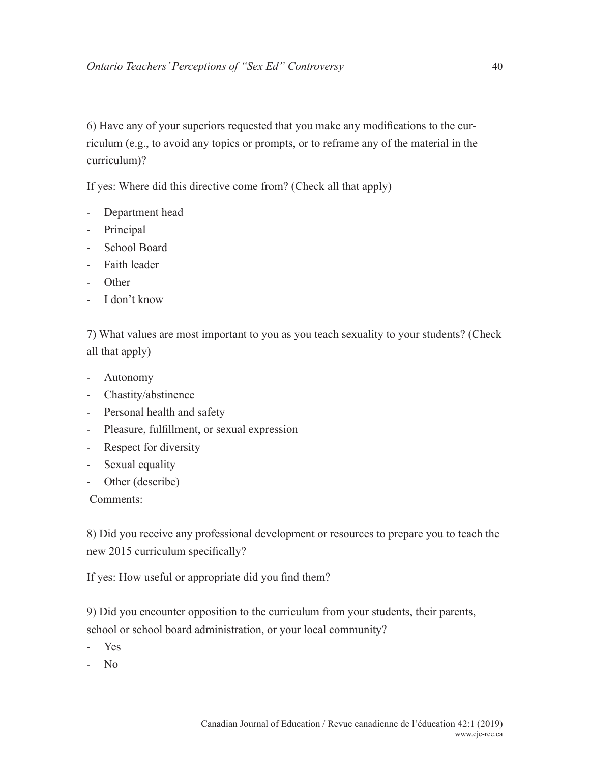6) Have any of your superiors requested that you make any modifications to the curriculum (e.g., to avoid any topics or prompts, or to reframe any of the material in the curriculum)?

If yes: Where did this directive come from? (Check all that apply)

- Department head
- Principal
- School Board
- Faith leader
- Other
- I don't know

7) What values are most important to you as you teach sexuality to your students? (Check all that apply)

- Autonomy
- Chastity/abstinence
- Personal health and safety
- Pleasure, fulfillment, or sexual expression
- Respect for diversity
- Sexual equality
- Other (describe)

Comments:

8) Did you receive any professional development or resources to prepare you to teach the new 2015 curriculum specifically?

If yes: How useful or appropriate did you find them?

9) Did you encounter opposition to the curriculum from your students, their parents, school or school board administration, or your local community?

- Yes
- No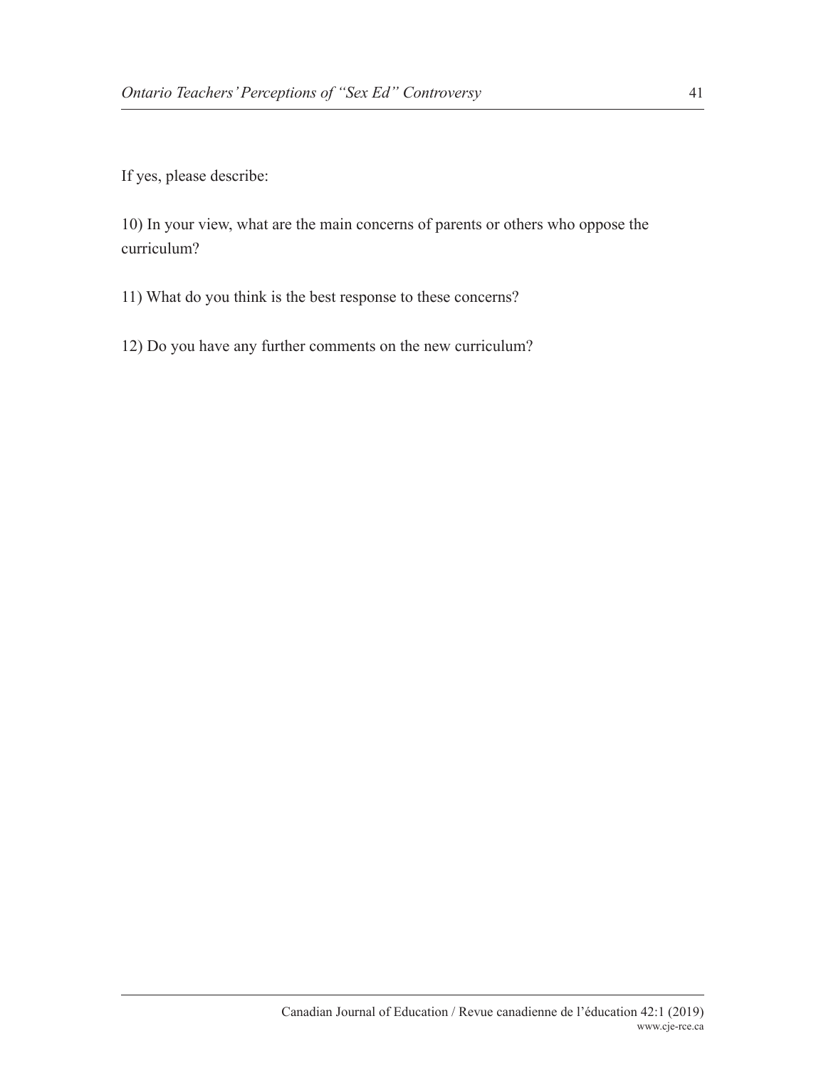If yes, please describe:

10) In your view, what are the main concerns of parents or others who oppose the curriculum?

11) What do you think is the best response to these concerns?

12) Do you have any further comments on the new curriculum?